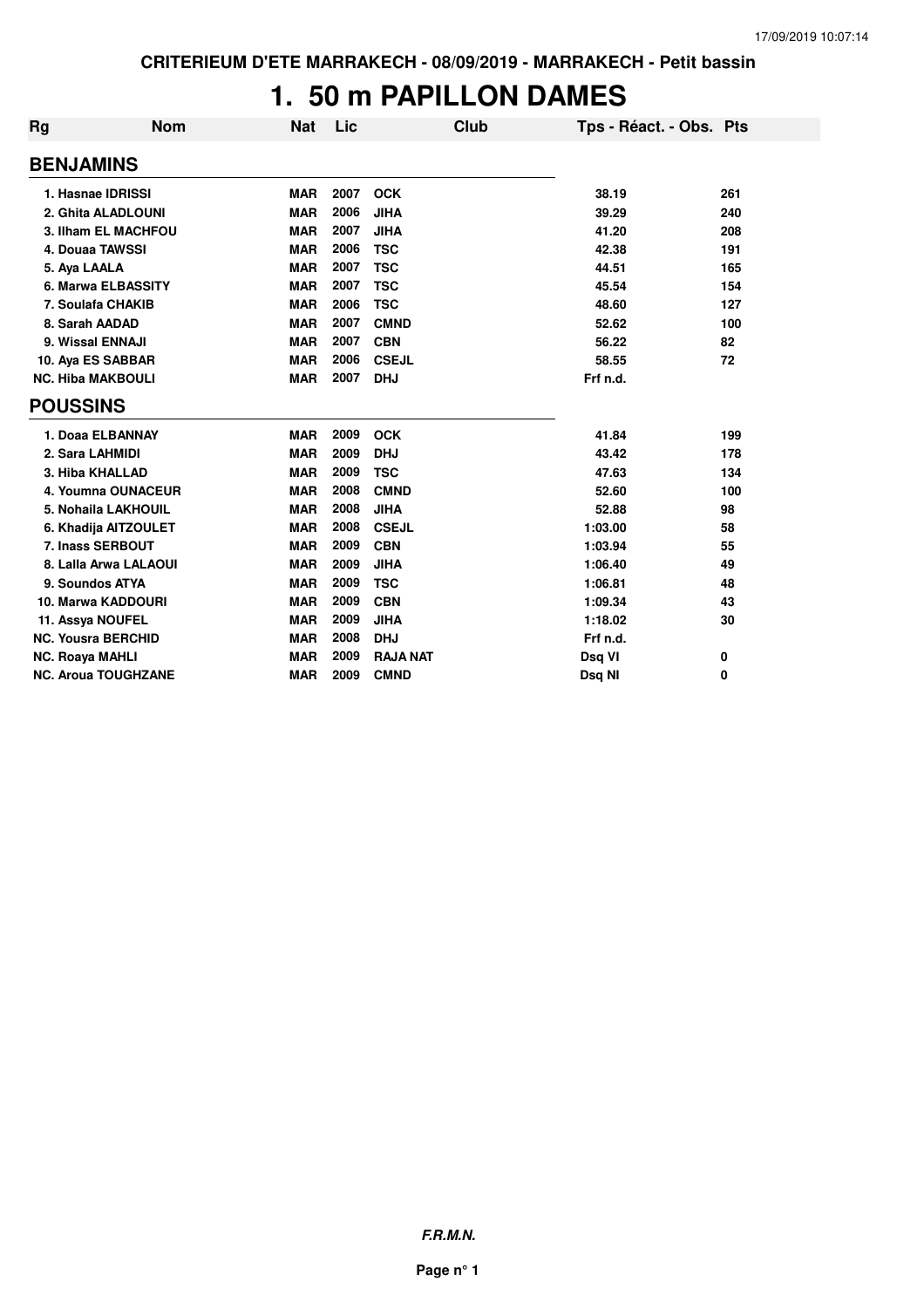CRITERIEUM D'ETE MARRAKECH - 08/09/2019 - MARRAKECH - Petit bassin

# 1. 50 m PAPILLON DAMES

| Rg | Nom | Nat | Lic | Club | Tps - Réact. - Obs. | Pts |
|---|---|---|---|---|---|---|
| **BENJAMINS** | | | | | | |
| 1. | Hasnae IDRISSI | MAR | 2007 | OCK | 38.19 | 261 |
| 2. | Ghita ALADLOUNI | MAR | 2006 | JIHA | 39.29 | 240 |
| 3. | Ilham EL MACHFOU | MAR | 2007 | JIHA | 41.20 | 208 |
| 4. | Douaa TAWSSI | MAR | 2006 | TSC | 42.38 | 191 |
| 5. | Aya LAALA | MAR | 2007 | TSC | 44.51 | 165 |
| 6. | Marwa ELBASSITY | MAR | 2007 | TSC | 45.54 | 154 |
| 7. | Soulafa CHAKIB | MAR | 2006 | TSC | 48.60 | 127 |
| 8. | Sarah AADAD | MAR | 2007 | CMND | 52.62 | 100 |
| 9. | Wissal ENNAJI | MAR | 2007 | CBN | 56.22 | 82 |
| 10. | Aya ES SABBAR | MAR | 2006 | CSEJL | 58.55 | 72 |
| NC. | Hiba MAKBOULI | MAR | 2007 | DHJ | Frf n.d. | |
| **POUSSINS** | | | | | | |
| 1. | Doaa ELBANNAY | MAR | 2009 | OCK | 41.84 | 199 |
| 2. | Sara LAHMIDI | MAR | 2009 | DHJ | 43.42 | 178 |
| 3. | Hiba KHALLAD | MAR | 2009 | TSC | 47.63 | 134 |
| 4. | Youmna OUNACEUR | MAR | 2008 | CMND | 52.60 | 100 |
| 5. | Nohaila LAKHOUIL | MAR | 2008 | JIHA | 52.88 | 98 |
| 6. | Khadija AITZOULET | MAR | 2008 | CSEJL | 1:03.00 | 58 |
| 7. | Inass SERBOUT | MAR | 2009 | CBN | 1:03.94 | 55 |
| 8. | Lalla Arwa LALAOUI | MAR | 2009 | JIHA | 1:06.40 | 49 |
| 9. | Soundos ATYA | MAR | 2009 | TSC | 1:06.81 | 48 |
| 10. | Marwa KADDOURI | MAR | 2009 | CBN | 1:09.34 | 43 |
| 11. | Assya NOUFEL | MAR | 2009 | JIHA | 1:18.02 | 30 |
| NC. | Yousra BERCHID | MAR | 2008 | DHJ | Frf n.d. | |
| NC. | Roaya MAHLI | MAR | 2009 | RAJA NAT | Dsq VI | 0 |
| NC. | Aroua TOUGHZANE | MAR | 2009 | CMND | Dsq NI | 0 |

*F.R.M.N.*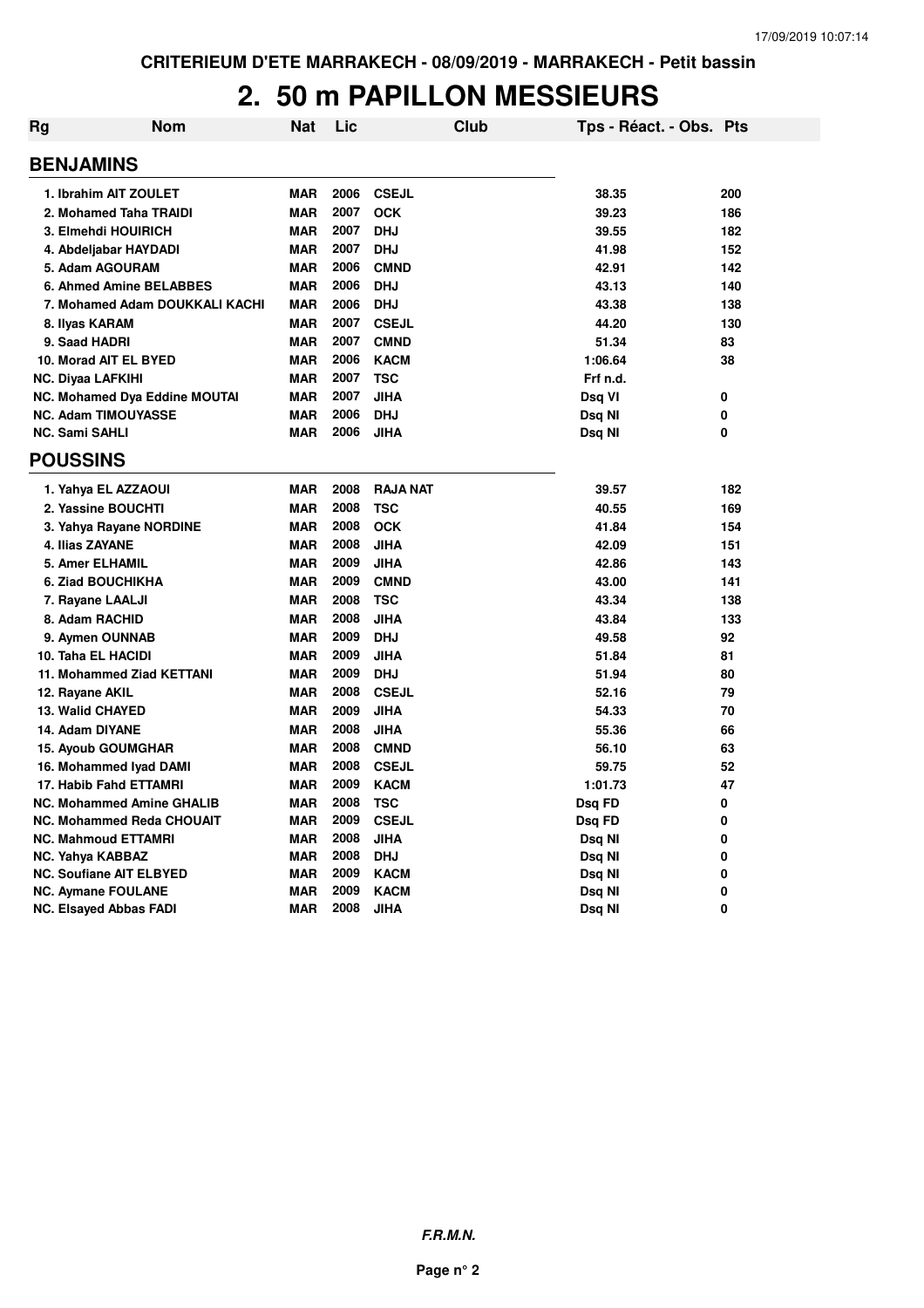# 2. 50 m PAPILLON MESSIEURS

| Rg | Nom | Nat | Lic | Club | Tps - Réact. - Obs. | Pts |
|---|---|---|---|---|---|---|
| **BENJAMINS** | | | | | | |
| 1. | Ibrahim AIT ZOULET | MAR | 2006 | CSEJL | 38.35 | 200 |
| 2. | Mohamed Taha TRAIDI | MAR | 2007 | OCK | 39.23 | 186 |
| 3. | Elmehdi HOUIRICH | MAR | 2007 | DHJ | 39.55 | 182 |
| 4. | Abdeljabar HAYDADI | MAR | 2007 | DHJ | 41.98 | 152 |
| 5. | Adam AGOURAM | MAR | 2006 | CMND | 42.91 | 142 |
| 6. | Ahmed Amine BELABBES | MAR | 2006 | DHJ | 43.13 | 140 |
| 7. | Mohamed Adam DOUKKALI KACHI | MAR | 2006 | DHJ | 43.38 | 138 |
| 8. | Ilyas KARAM | MAR | 2007 | CSEJL | 44.20 | 130 |
| 9. | Saad HADRI | MAR | 2007 | CMND | 51.34 | 83 |
| 10. | Morad AIT EL BYED | MAR | 2006 | KACM | 1:06.64 | 38 |
| NC. | Diyaa LAFKIHI | MAR | 2007 | TSC | Frf n.d. | |
| NC. | Mohamed Dya Eddine MOUTAI | MAR | 2007 | JIHA | Dsq VI | 0 |
| NC. | Adam TIMOUYASSE | MAR | 2006 | DHJ | Dsq NI | 0 |
| NC. | Sami SAHLI | MAR | 2006 | JIHA | Dsq NI | 0 |
| **POUSSINS** | | | | | | |
| 1. | Yahya EL AZZAOUI | MAR | 2008 | RAJA NAT | 39.57 | 182 |
| 2. | Yassine BOUCHTI | MAR | 2008 | TSC | 40.55 | 169 |
| 3. | Yahya Rayane NORDINE | MAR | 2008 | OCK | 41.84 | 154 |
| 4. | Ilias ZAYANE | MAR | 2008 | JIHA | 42.09 | 151 |
| 5. | Amer ELHAMIL | MAR | 2009 | JIHA | 42.86 | 143 |
| 6. | Ziad BOUCHIKHA | MAR | 2009 | CMND | 43.00 | 141 |
| 7. | Rayane LAALJI | MAR | 2008 | TSC | 43.34 | 138 |
| 8. | Adam RACHID | MAR | 2008 | JIHA | 43.84 | 133 |
| 9. | Aymen OUNNAB | MAR | 2009 | DHJ | 49.58 | 92 |
| 10. | Taha EL HACIDI | MAR | 2009 | JIHA | 51.84 | 81 |
| 11. | Mohammed Ziad KETTANI | MAR | 2009 | DHJ | 51.94 | 80 |
| 12. | Rayane AKIL | MAR | 2008 | CSEJL | 52.16 | 79 |
| 13. | Walid CHAYED | MAR | 2009 | JIHA | 54.33 | 70 |
| 14. | Adam DIYANE | MAR | 2008 | JIHA | 55.36 | 66 |
| 15. | Ayoub GOUMGHAR | MAR | 2008 | CMND | 56.10 | 63 |
| 16. | Mohammed Iyad DAMI | MAR | 2008 | CSEJL | 59.75 | 52 |
| 17. | Habib Fahd ETTAMRI | MAR | 2009 | KACM | 1:01.73 | 47 |
| NC. | Mohammed Amine GHALIB | MAR | 2008 | TSC | Dsq FD | 0 |
| NC. | Mohammed Reda CHOUAIT | MAR | 2009 | CSEJL | Dsq FD | 0 |
| NC. | Mahmoud ETTAMRI | MAR | 2008 | JIHA | Dsq NI | 0 |
| NC. | Yahya KABBAZ | MAR | 2008 | DHJ | Dsq NI | 0 |
| NC. | Soufiane AIT ELBYED | MAR | 2009 | KACM | Dsq NI | 0 |
| NC. | Aymane FOULANE | MAR | 2009 | KACM | Dsq NI | 0 |
| NC. | Elsayed Abbas FADI | MAR | 2008 | JIHA | Dsq NI | 0 |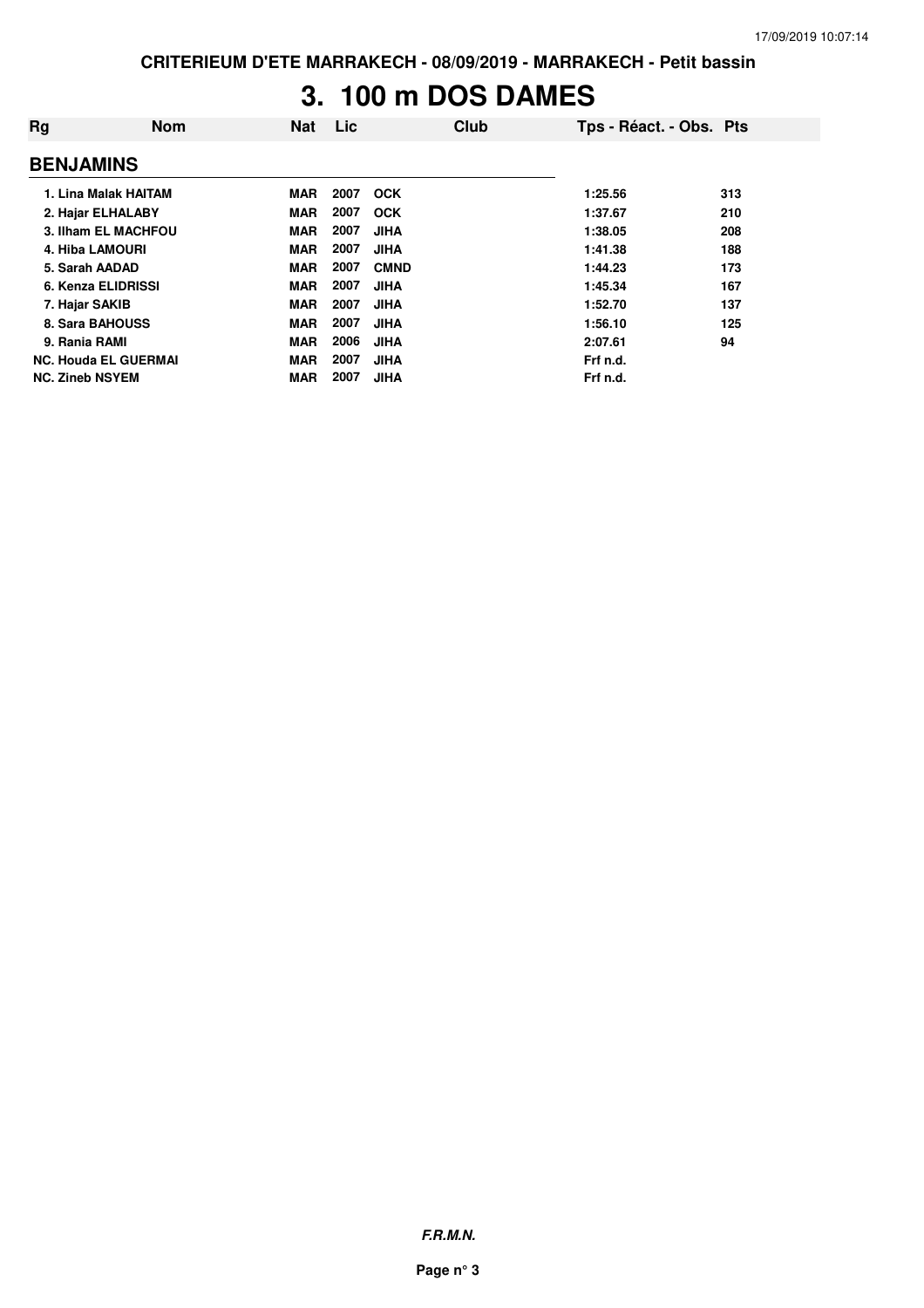# 3. 100 m DOS DAMES

| Rg | Nom | Nat | Lic | Club | Tps - Réact. - Obs. | Pts |
|---|---|---|---|---|---|---|
| **BENJAMINS** | | | | | | |
| 1. | Lina Malak HAITAM | MAR | 2007 | OCK | 1:25.56 | 313 |
| 2. | Hajar ELHALABY | MAR | 2007 | OCK | 1:37.67 | 210 |
| 3. | Ilham EL MACHFOU | MAR | 2007 | JIHA | 1:38.05 | 208 |
| 4. | Hiba LAMOURI | MAR | 2007 | JIHA | 1:41.38 | 188 |
| 5. | Sarah AADAD | MAR | 2007 | CMND | 1:44.23 | 173 |
| 6. | Kenza ELIDRISSI | MAR | 2007 | JIHA | 1:45.34 | 167 |
| 7. | Hajar SAKIB | MAR | 2007 | JIHA | 1:52.70 | 137 |
| 8. | Sara BAHOUSS | MAR | 2007 | JIHA | 1:56.10 | 125 |
| 9. | Rania RAMI | MAR | 2006 | JIHA | 2:07.61 | 94 |
| NC. | Houda EL GUERMAI | MAR | 2007 | JIHA | Frf n.d. | |
| NC. | Zineb NSYEM | MAR | 2007 | JIHA | Frf n.d. | |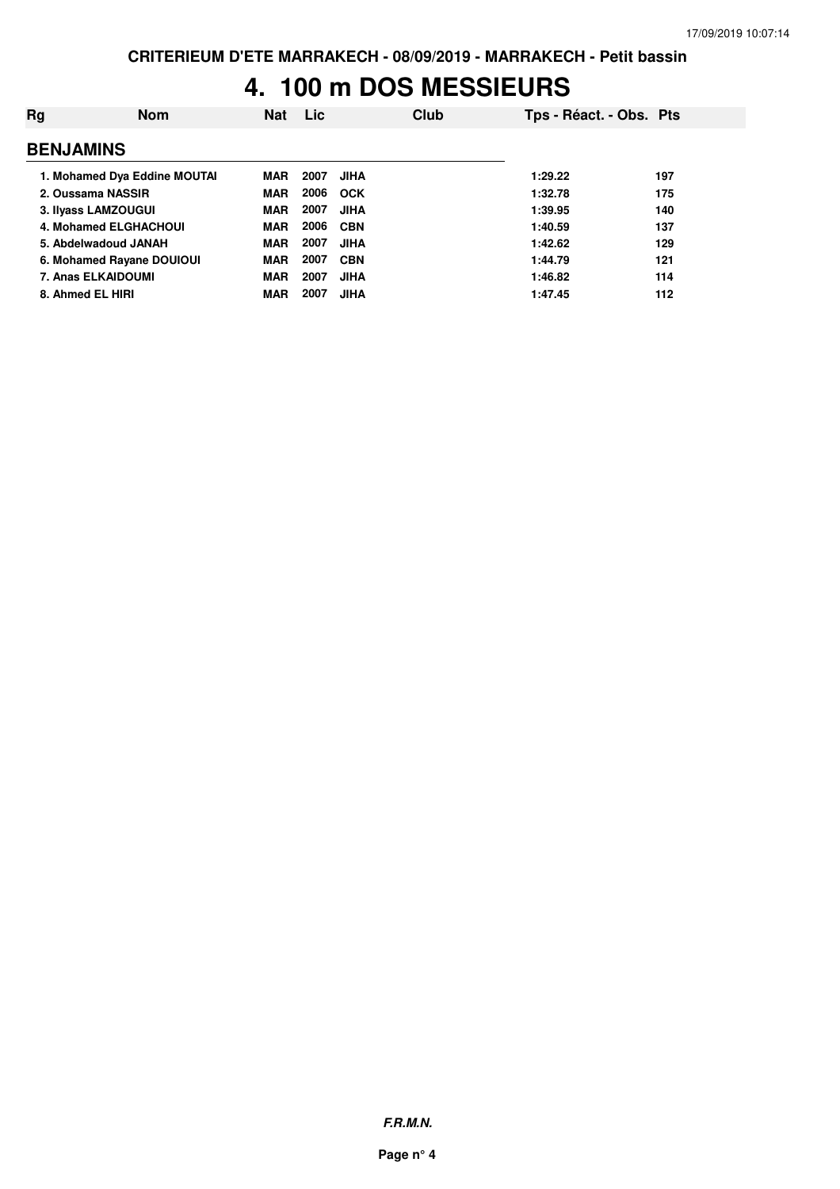# 4. 100 m DOS MESSIEURS

| Rg | Nom | Nat | Lic | Club | Tps - Réact. - Obs. | Pts |
|---|---|---|---|---|---|---|
| **BENJAMINS** | | | | | | |
| 1. | Mohamed Dya Eddine MOUTAI | MAR | 2007 | JIHA | 1:29.22 | 197 |
| 2. | Oussama NASSIR | MAR | 2006 | OCK | 1:32.78 | 175 |
| 3. | Ilyass LAMZOUGUI | MAR | 2007 | JIHA | 1:39.95 | 140 |
| 4. | Mohamed ELGHACHOUI | MAR | 2006 | CBN | 1:40.59 | 137 |
| 5. | Abdelwadoud JANAH | MAR | 2007 | JIHA | 1:42.62 | 129 |
| 6. | Mohamed Rayane DOUIOUI | MAR | 2007 | CBN | 1:44.79 | 121 |
| 7. | Anas ELKAIDOUMI | MAR | 2007 | JIHA | 1:46.82 | 114 |
| 8. | Ahmed EL HIRI | MAR | 2007 | JIHA | 1:47.45 | 112 |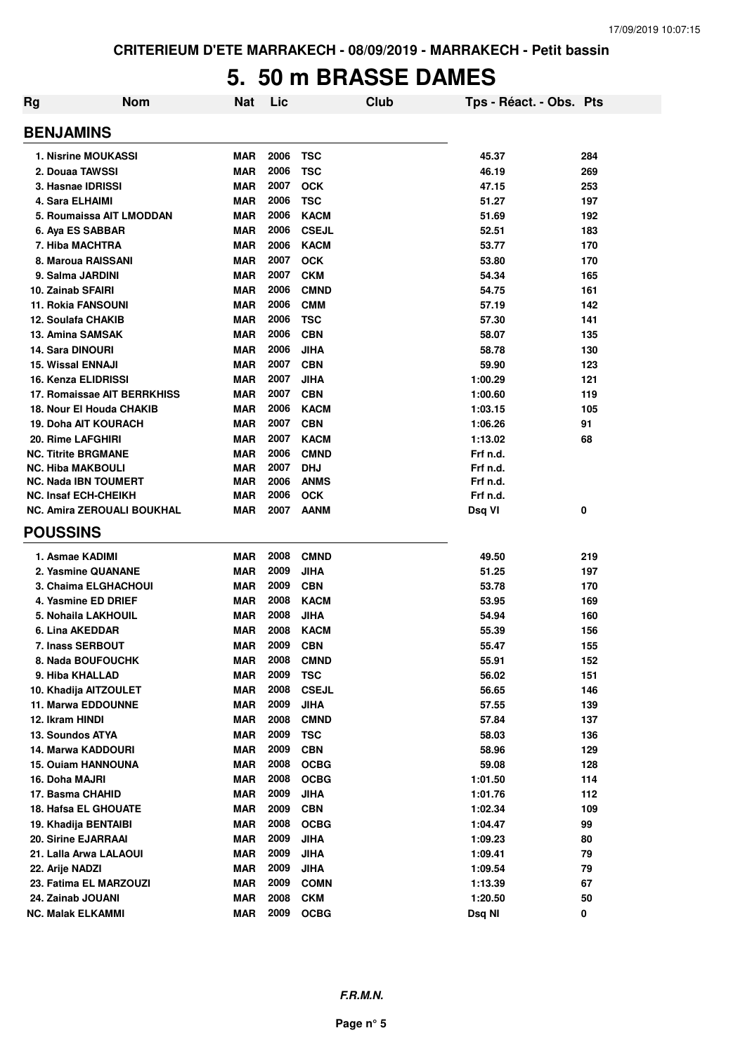# 5. 50 m BRASSE DAMES

| Rg | Nom | Nat | Lic | Club | Tps - Réact. - Obs. | Pts |
|---|---|---|---|---|---|---|
| **BENJAMINS** | | | | | | |
| 1. Nisrine MOUKASSI | | MAR | 2006 | TSC | 45.37 | 284 |
| 2. Douaa TAWSSI | | MAR | 2006 | TSC | 46.19 | 269 |
| 3. Hasnae IDRISSI | | MAR | 2007 | OCK | 47.15 | 253 |
| 4. Sara ELHAIMI | | MAR | 2006 | TSC | 51.27 | 197 |
| 5. Roumaissa AIT LMODDAN | | MAR | 2006 | KACM | 51.69 | 192 |
| 6. Aya ES SABBAR | | MAR | 2006 | CSEJL | 52.51 | 183 |
| 7. Hiba MACHTRA | | MAR | 2006 | KACM | 53.77 | 170 |
| 8. Maroua RAISSANI | | MAR | 2007 | OCK | 53.80 | 170 |
| 9. Salma JARDINI | | MAR | 2007 | CKM | 54.34 | 165 |
| 10. Zainab SFAIRI | | MAR | 2006 | CMND | 54.75 | 161 |
| 11. Rokia FANSOUNI | | MAR | 2006 | CMM | 57.19 | 142 |
| 12. Soulafa CHAKIB | | MAR | 2006 | TSC | 57.30 | 141 |
| 13. Amina SAMSAK | | MAR | 2006 | CBN | 58.07 | 135 |
| 14. Sara DINOURI | | MAR | 2006 | JIHA | 58.78 | 130 |
| 15. Wissal ENNAJI | | MAR | 2007 | CBN | 59.90 | 123 |
| 16. Kenza ELIDRISSI | | MAR | 2007 | JIHA | 1:00.29 | 121 |
| 17. Romaissae AIT BERRKHISS | | MAR | 2007 | CBN | 1:00.60 | 119 |
| 18. Nour El Houda CHAKIB | | MAR | 2006 | KACM | 1:03.15 | 105 |
| 19. Doha AIT KOURACH | | MAR | 2007 | CBN | 1:06.26 | 91 |
| 20. Rime LAFGHIRI | | MAR | 2007 | KACM | 1:13.02 | 68 |
| NC. Titrite BRGMANE | | MAR | 2006 | CMND | Frf n.d. | |
| NC. Hiba MAKBOULI | | MAR | 2007 | DHJ | Frf n.d. | |
| NC. Nada IBN TOUMERT | | MAR | 2006 | ANMS | Frf n.d. | |
| NC. Insaf ECH-CHEIKH | | MAR | 2006 | OCK | Frf n.d. | |
| NC. Amira ZEROUALI BOUKHAL | | MAR | 2007 | AANM | Dsq VI | 0 |
| **POUSSINS** | | | | | | |
| 1. Asmae KADIMI | | MAR | 2008 | CMND | 49.50 | 219 |
| 2. Yasmine QUANANE | | MAR | 2009 | JIHA | 51.25 | 197 |
| 3. Chaima ELGHACHOUI | | MAR | 2009 | CBN | 53.78 | 170 |
| 4. Yasmine ED DRIEF | | MAR | 2008 | KACM | 53.95 | 169 |
| 5. Nohaila LAKHOUIL | | MAR | 2008 | JIHA | 54.94 | 160 |
| 6. Lina AKEDDAR | | MAR | 2008 | KACM | 55.39 | 156 |
| 7. Inass SERBOUT | | MAR | 2009 | CBN | 55.47 | 155 |
| 8. Nada BOUFOUCHK | | MAR | 2008 | CMND | 55.91 | 152 |
| 9. Hiba KHALLAD | | MAR | 2009 | TSC | 56.02 | 151 |
| 10. Khadija AITZOULET | | MAR | 2008 | CSEJL | 56.65 | 146 |
| 11. Marwa EDDOUNNE | | MAR | 2009 | JIHA | 57.55 | 139 |
| 12. Ikram HINDI | | MAR | 2008 | CMND | 57.84 | 137 |
| 13. Soundos ATYA | | MAR | 2009 | TSC | 58.03 | 136 |
| 14. Marwa KADDOURI | | MAR | 2009 | CBN | 58.96 | 129 |
| 15. Ouiam HANNOUNA | | MAR | 2008 | OCBG | 59.08 | 128 |
| 16. Doha MAJRI | | MAR | 2008 | OCBG | 1:01.50 | 114 |
| 17. Basma CHAHID | | MAR | 2009 | JIHA | 1:01.76 | 112 |
| 18. Hafsa EL GHOUATE | | MAR | 2009 | CBN | 1:02.34 | 109 |
| 19. Khadija BENTAIBI | | MAR | 2008 | OCBG | 1:04.47 | 99 |
| 20. Sirine EJARRAAI | | MAR | 2009 | JIHA | 1:09.23 | 80 |
| 21. Lalla Arwa LALAOUI | | MAR | 2009 | JIHA | 1:09.41 | 79 |
| 22. Arije NADZI | | MAR | 2009 | JIHA | 1:09.54 | 79 |
| 23. Fatima EL MARZOUZI | | MAR | 2009 | COMN | 1:13.39 | 67 |
| 24. Zainab JOUANI | | MAR | 2008 | CKM | 1:20.50 | 50 |
| NC. Malak ELKAMMI | | MAR | 2009 | OCBG | Dsq NI | 0 |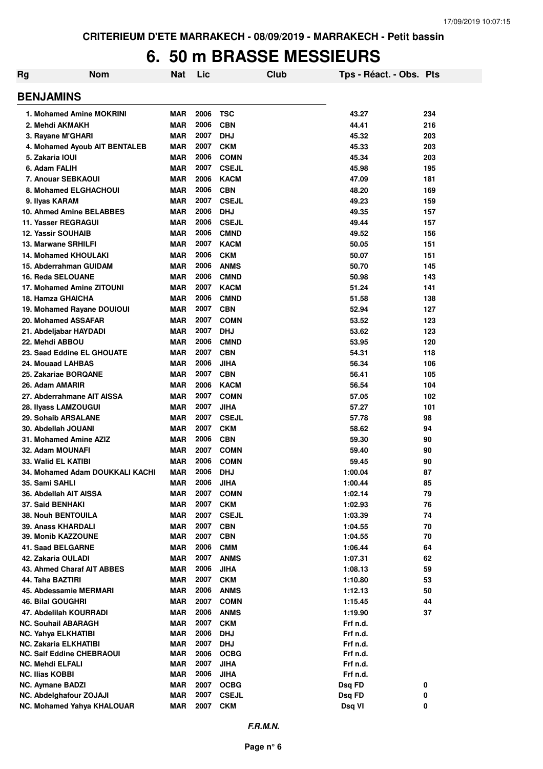CRITERIEUM D'ETE MARRAKECH - 08/09/2019 - MARRAKECH - Petit bassin

# 6. 50 m BRASSE MESSIEURS

## BENJAMINS

| Rg | Nom | Nat | Lic | Club | Tps - Réact. - Obs. | Pts |
|---|---|---|---|---|---|---|
| 1. | Mohamed Amine MOKRINI | MAR | 2006 | TSC | 43.27 | 234 |
| 2. | Mehdi AKMAKH | MAR | 2006 | CBN | 44.41 | 216 |
| 3. | Rayane M'GHARI | MAR | 2007 | DHJ | 45.32 | 203 |
| 4. | Mohamed Ayoub AIT BENTALEB | MAR | 2007 | CKM | 45.33 | 203 |
| 5. | Zakaria IOUI | MAR | 2006 | COMN | 45.34 | 203 |
| 6. | Adam FALIH | MAR | 2007 | CSEJL | 45.98 | 195 |
| 7. | Anouar SEBKAOUI | MAR | 2006 | KACM | 47.09 | 181 |
| 8. | Mohamed ELGHACHOUI | MAR | 2006 | CBN | 48.20 | 169 |
| 9. | Ilyas KARAM | MAR | 2007 | CSEJL | 49.23 | 159 |
| 10. | Ahmed Amine BELABBES | MAR | 2006 | DHJ | 49.35 | 157 |
| 11. | Yasser REGRAGUI | MAR | 2006 | CSEJL | 49.44 | 157 |
| 12. | Yassir SOUHAIB | MAR | 2006 | CMND | 49.52 | 156 |
| 13. | Marwane SRHILFI | MAR | 2007 | KACM | 50.05 | 151 |
| 14. | Mohamed KHOULAKI | MAR | 2006 | CKM | 50.07 | 151 |
| 15. | Abderrahman GUIDAM | MAR | 2006 | ANMS | 50.70 | 145 |
| 16. | Reda SELOUANE | MAR | 2006 | CMND | 50.98 | 143 |
| 17. | Mohamed Amine ZITOUNI | MAR | 2007 | KACM | 51.24 | 141 |
| 18. | Hamza GHAICHA | MAR | 2006 | CMND | 51.58 | 138 |
| 19. | Mohamed Rayane DOUIOUI | MAR | 2007 | CBN | 52.94 | 127 |
| 20. | Mohamed ASSAFAR | MAR | 2007 | COMN | 53.52 | 123 |
| 21. | Abdeljabar HAYDADI | MAR | 2007 | DHJ | 53.62 | 123 |
| 22. | Mehdi ABBOU | MAR | 2006 | CMND | 53.95 | 120 |
| 23. | Saad Eddine EL GHOUATE | MAR | 2007 | CBN | 54.31 | 118 |
| 24. | Mouaad LAHBAS | MAR | 2006 | JIHA | 56.34 | 106 |
| 25. | Zakariae BORQANE | MAR | 2007 | CBN | 56.41 | 105 |
| 26. | Adam AMARIR | MAR | 2006 | KACM | 56.54 | 104 |
| 27. | Abderrahmane AIT AISSA | MAR | 2007 | COMN | 57.05 | 102 |
| 28. | Ilyass LAMZOUGUI | MAR | 2007 | JIHA | 57.27 | 101 |
| 29. | Sohaib ARSALANE | MAR | 2007 | CSEJL | 57.78 | 98 |
| 30. | Abdellah JOUANI | MAR | 2007 | CKM | 58.62 | 94 |
| 31. | Mohamed Amine AZIZ | MAR | 2006 | CBN | 59.30 | 90 |
| 32. | Adam MOUNAFI | MAR | 2007 | COMN | 59.40 | 90 |
| 33. | Walid EL KATIBI | MAR | 2006 | COMN | 59.45 | 90 |
| 34. | Mohamed Adam DOUKKALI KACHI | MAR | 2006 | DHJ | 1:00.04 | 87 |
| 35. | Sami SAHLI | MAR | 2006 | JIHA | 1:00.44 | 85 |
| 36. | Abdellah AIT AISSA | MAR | 2007 | COMN | 1:02.14 | 79 |
| 37. | Said BENHAKI | MAR | 2007 | CKM | 1:02.93 | 76 |
| 38. | Nouh BENTOUILA | MAR | 2007 | CSEJL | 1:03.39 | 74 |
| 39. | Anass KHARDALI | MAR | 2007 | CBN | 1:04.55 | 70 |
| 39. | Monib KAZZOUNE | MAR | 2007 | CBN | 1:04.55 | 70 |
| 41. | Saad BELGARNE | MAR | 2006 | CMM | 1:06.44 | 64 |
| 42. | Zakaria OULADI | MAR | 2007 | ANMS | 1:07.31 | 62 |
| 43. | Ahmed Charaf AIT ABBES | MAR | 2006 | JIHA | 1:08.13 | 59 |
| 44. | Taha BAZTIRI | MAR | 2007 | CKM | 1:10.80 | 53 |
| 45. | Abdessamie MERMARI | MAR | 2006 | ANMS | 1:12.13 | 50 |
| 46. | Bilal GOUGHRI | MAR | 2007 | COMN | 1:15.45 | 44 |
| 47. | Abdelilah KOURRADI | MAR | 2006 | ANMS | 1:19.90 | 37 |
| NC. | Souhail ABARAGH | MAR | 2007 | CKM | Frf n.d. | |
| NC. | Yahya ELKHATIBI | MAR | 2006 | DHJ | Frf n.d. | |
| NC. | Zakaria ELKHATIBI | MAR | 2007 | DHJ | Frf n.d. | |
| NC. | Saif Eddine CHEBRAOUI | MAR | 2006 | OCBG | Frf n.d. | |
| NC. | Mehdi ELFALI | MAR | 2007 | JIHA | Frf n.d. | |
| NC. | Ilias KOBBI | MAR | 2006 | JIHA | Frf n.d. | |
| NC. | Aymane BADZI | MAR | 2007 | OCBG | Dsq FD | 0 |
| NC. | Abdelghafour ZOJAJI | MAR | 2007 | CSEJL | Dsq FD | 0 |
| NC. | Mohamed Yahya KHALOUAR | MAR | 2007 | CKM | Dsq VI | 0 |

*F.R.M.N.*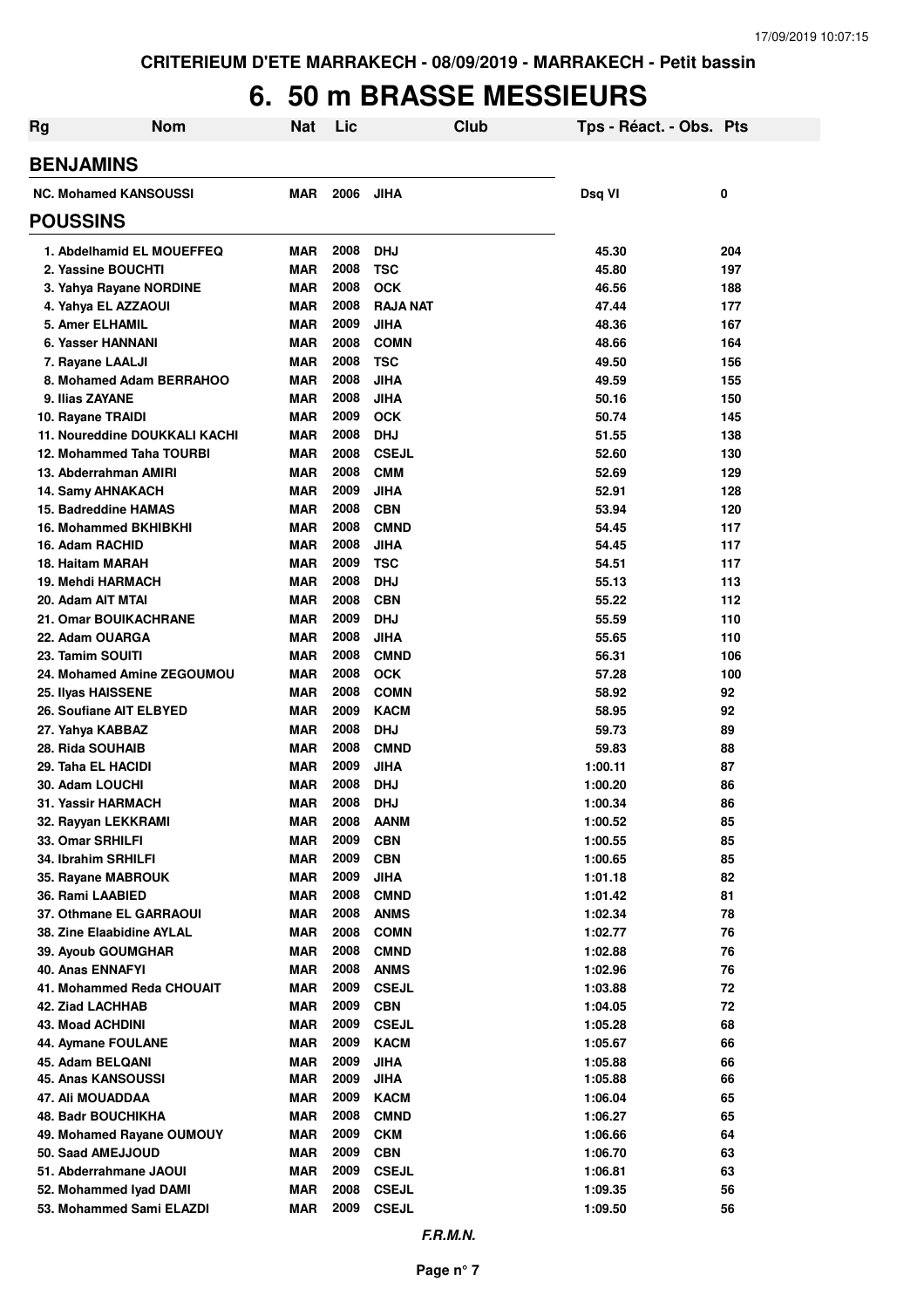# 6. 50 m BRASSE MESSIEURS

| Rg | Nom | Nat | Lic | Club | Tps - Réact. - Obs. | Pts |
|---|---|---|---|---|---|---|
| **BENJAMINS** | | | | | | |
| NC. Mohamed KANSOUSSI | | MAR | 2006 | JIHA | Dsq VI | 0 |
| **POUSSINS** | | | | | | |
| 1. Abdelhamid EL MOUEFFEQ | | MAR | 2008 | DHJ | 45.30 | 204 |
| 2. Yassine BOUCHTI | | MAR | 2008 | TSC | 45.80 | 197 |
| 3. Yahya Rayane NORDINE | | MAR | 2008 | OCK | 46.56 | 188 |
| 4. Yahya EL AZZAOUI | | MAR | 2008 | RAJA NAT | 47.44 | 177 |
| 5. Amer ELHAMIL | | MAR | 2009 | JIHA | 48.36 | 167 |
| 6. Yasser HANNANI | | MAR | 2008 | COMN | 48.66 | 164 |
| 7. Rayane LAALJI | | MAR | 2008 | TSC | 49.50 | 156 |
| 8. Mohamed Adam BERRAHOO | | MAR | 2008 | JIHA | 49.59 | 155 |
| 9. Ilias ZAYANE | | MAR | 2008 | JIHA | 50.16 | 150 |
| 10. Rayane TRAIDI | | MAR | 2009 | OCK | 50.74 | 145 |
| 11. Noureddine DOUKKALI KACHI | | MAR | 2008 | DHJ | 51.55 | 138 |
| 12. Mohammed Taha TOURBI | | MAR | 2008 | CSEJL | 52.60 | 130 |
| 13. Abderrahman AMIRI | | MAR | 2008 | CMM | 52.69 | 129 |
| 14. Samy AHNAKACH | | MAR | 2009 | JIHA | 52.91 | 128 |
| 15. Badreddine HAMAS | | MAR | 2008 | CBN | 53.94 | 120 |
| 16. Mohammed BKHIBKHI | | MAR | 2008 | CMND | 54.45 | 117 |
| 16. Adam RACHID | | MAR | 2008 | JIHA | 54.45 | 117 |
| 18. Haitam MARAH | | MAR | 2009 | TSC | 54.51 | 117 |
| 19. Mehdi HARMACH | | MAR | 2008 | DHJ | 55.13 | 113 |
| 20. Adam AIT MTAI | | MAR | 2008 | CBN | 55.22 | 112 |
| 21. Omar BOUIKACHRANE | | MAR | 2009 | DHJ | 55.59 | 110 |
| 22. Adam OUARGA | | MAR | 2008 | JIHA | 55.65 | 110 |
| 23. Tamim SOUITI | | MAR | 2008 | CMND | 56.31 | 106 |
| 24. Mohamed Amine ZEGOUMOU | | MAR | 2008 | OCK | 57.28 | 100 |
| 25. Ilyas HAISSENE | | MAR | 2008 | COMN | 58.92 | 92 |
| 26. Soufiane AIT ELBYED | | MAR | 2009 | KACM | 58.95 | 92 |
| 27. Yahya KABBAZ | | MAR | 2008 | DHJ | 59.73 | 89 |
| 28. Rida SOUHAIB | | MAR | 2008 | CMND | 59.83 | 88 |
| 29. Taha EL HACIDI | | MAR | 2009 | JIHA | 1:00.11 | 87 |
| 30. Adam LOUCHI | | MAR | 2008 | DHJ | 1:00.20 | 86 |
| 31. Yassir HARMACH | | MAR | 2008 | DHJ | 1:00.34 | 86 |
| 32. Rayyan LEKKRAMI | | MAR | 2008 | AANM | 1:00.52 | 85 |
| 33. Omar SRHILFI | | MAR | 2009 | CBN | 1:00.55 | 85 |
| 34. Ibrahim SRHILFI | | MAR | 2009 | CBN | 1:00.65 | 85 |
| 35. Rayane MABROUK | | MAR | 2009 | JIHA | 1:01.18 | 82 |
| 36. Rami LAABIED | | MAR | 2008 | CMND | 1:01.42 | 81 |
| 37. Othmane EL GARRAOUI | | MAR | 2008 | ANMS | 1:02.34 | 78 |
| 38. Zine Elaabidine AYLAL | | MAR | 2008 | COMN | 1:02.77 | 76 |
| 39. Ayoub GOUMGHAR | | MAR | 2008 | CMND | 1:02.88 | 76 |
| 40. Anas ENNAFYI | | MAR | 2008 | ANMS | 1:02.96 | 76 |
| 41. Mohammed Reda CHOUAIT | | MAR | 2009 | CSEJL | 1:03.88 | 72 |
| 42. Ziad LACHHAB | | MAR | 2009 | CBN | 1:04.05 | 72 |
| 43. Moad ACHDINI | | MAR | 2009 | CSEJL | 1:05.28 | 68 |
| 44. Aymane FOULANE | | MAR | 2009 | KACM | 1:05.67 | 66 |
| 45. Adam BELQANI | | MAR | 2009 | JIHA | 1:05.88 | 66 |
| 45. Anas KANSOUSSI | | MAR | 2009 | JIHA | 1:05.88 | 66 |
| 47. Ali MOUADDAA | | MAR | 2009 | KACM | 1:06.04 | 65 |
| 48. Badr BOUCHIKHA | | MAR | 2008 | CMND | 1:06.27 | 65 |
| 49. Mohamed Rayane OUMOUY | | MAR | 2009 | CKM | 1:06.66 | 64 |
| 50. Saad AMEJJOUD | | MAR | 2009 | CBN | 1:06.70 | 63 |
| 51. Abderrahmane JAOUI | | MAR | 2009 | CSEJL | 1:06.81 | 63 |
| 52. Mohammed Iyad DAMI | | MAR | 2008 | CSEJL | 1:09.35 | 56 |
| 53. Mohammed Sami ELAZDI | | MAR | 2009 | CSEJL | 1:09.50 | 56 |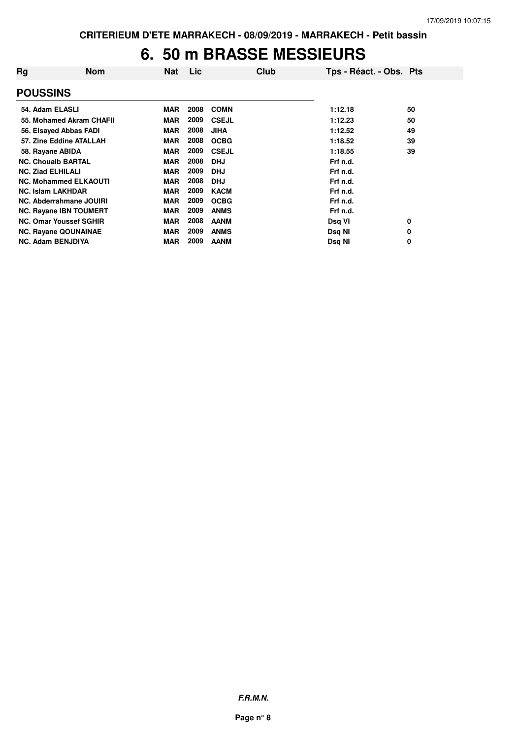# 6. 50 m BRASSE MESSIEURS

| Rg | Nom | Nat | Lic | Club | Tps - Réact. - Obs. | Pts |
|---|---|---|---|---|---|---|
| **POUSSINS** | | | | | | |
| 54. | Adam ELASLI | MAR | 2008 | COMN | 1:12.18 | 50 |
| 55. | Mohamed Akram CHAFII | MAR | 2009 | CSEJL | 1:12.23 | 50 |
| 56. | Elsayed Abbas FADI | MAR | 2008 | JIHA | 1:12.52 | 49 |
| 57. | Zine Eddine ATALLAH | MAR | 2008 | OCBG | 1:18.52 | 39 |
| 58. | Rayane ABIDA | MAR | 2009 | CSEJL | 1:18.55 | 39 |
| NC. | Chouaib BARTAL | MAR | 2008 | DHJ | Frf n.d. | |
| NC. | Ziad ELHILALI | MAR | 2009 | DHJ | Frf n.d. | |
| NC. | Mohammed ELKAOUTI | MAR | 2008 | DHJ | Frf n.d. | |
| NC. | Islam LAKHDAR | MAR | 2009 | KACM | Frf n.d. | |
| NC. | Abderrahmane JOUIRI | MAR | 2009 | OCBG | Frf n.d. | |
| NC. | Rayane IBN TOUMERT | MAR | 2009 | ANMS | Frf n.d. | |
| NC. | Omar Youssef SGHIR | MAR | 2008 | AANM | Dsq VI | 0 |
| NC. | Rayane QOUNAINAE | MAR | 2009 | ANMS | Dsq NI | 0 |
| NC. | Adam BENJDIYA | MAR | 2009 | AANM | Dsq NI | 0 |

***F.R.M.N.***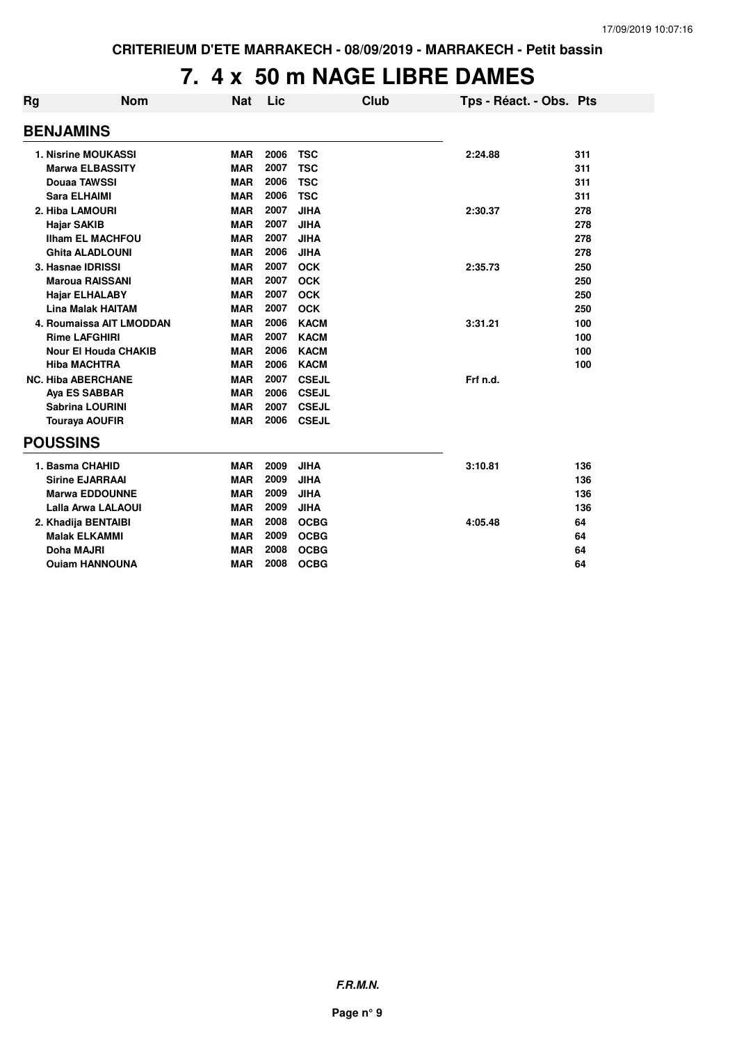CRITERIEUM D'ETE MARRAKECH - 08/09/2019 - MARRAKECH - Petit bassin

# 7. 4 x 50 m NAGE LIBRE DAMES

| Rg | Nom | Nat | Lic | Club | Tps - Réact. - Obs. | Pts |
|---|---|---|---|---|---|---|
| **BENJAMINS** | | | | | | |
| 1. | Nisrine MOUKASSI | MAR | 2006 | TSC | 2:24.88 | 311 |
| | Marwa ELBASSITY | MAR | 2007 | TSC | | 311 |
| | Douaa TAWSSI | MAR | 2006 | TSC | | 311 |
| | Sara ELHAIMI | MAR | 2006 | TSC | | 311 |
| 2. | Hiba LAMOURI | MAR | 2007 | JIHA | 2:30.37 | 278 |
| | Hajar SAKIB | MAR | 2007 | JIHA | | 278 |
| | Ilham EL MACHFOU | MAR | 2007 | JIHA | | 278 |
| | Ghita ALADLOUNI | MAR | 2006 | JIHA | | 278 |
| 3. | Hasnae IDRISSI | MAR | 2007 | OCK | 2:35.73 | 250 |
| | Maroua RAISSANI | MAR | 2007 | OCK | | 250 |
| | Hajar ELHALABY | MAR | 2007 | OCK | | 250 |
| | Lina Malak HAITAM | MAR | 2007 | OCK | | 250 |
| 4. | Roumaissa AIT LMODDAN | MAR | 2006 | KACM | 3:31.21 | 100 |
| | Rime LAFGHIRI | MAR | 2007 | KACM | | 100 |
| | Nour El Houda CHAKIB | MAR | 2006 | KACM | | 100 |
| | Hiba MACHTRA | MAR | 2006 | KACM | | 100 |
| NC. | Hiba ABERCHANE | MAR | 2007 | CSEJL | Frf n.d. | |
| | Aya ES SABBAR | MAR | 2006 | CSEJL | | |
| | Sabrina LOURINI | MAR | 2007 | CSEJL | | |
| | Touraya AOUFIR | MAR | 2006 | CSEJL | | |
| **POUSSINS** | | | | | | |
| 1. | Basma CHAHID | MAR | 2009 | JIHA | 3:10.81 | 136 |
| | Sirine EJARRAAI | MAR | 2009 | JIHA | | 136 |
| | Marwa EDDOUNNE | MAR | 2009 | JIHA | | 136 |
| | Lalla Arwa LALAOUI | MAR | 2009 | JIHA | | 136 |
| 2. | Khadija BENTAIBI | MAR | 2008 | OCBG | 4:05.48 | 64 |
| | Malak ELKAMMI | MAR | 2009 | OCBG | | 64 |
| | Doha MAJRI | MAR | 2008 | OCBG | | 64 |
| | Ouiam HANNOUNA | MAR | 2008 | OCBG | | 64 |

*F.R.M.N.*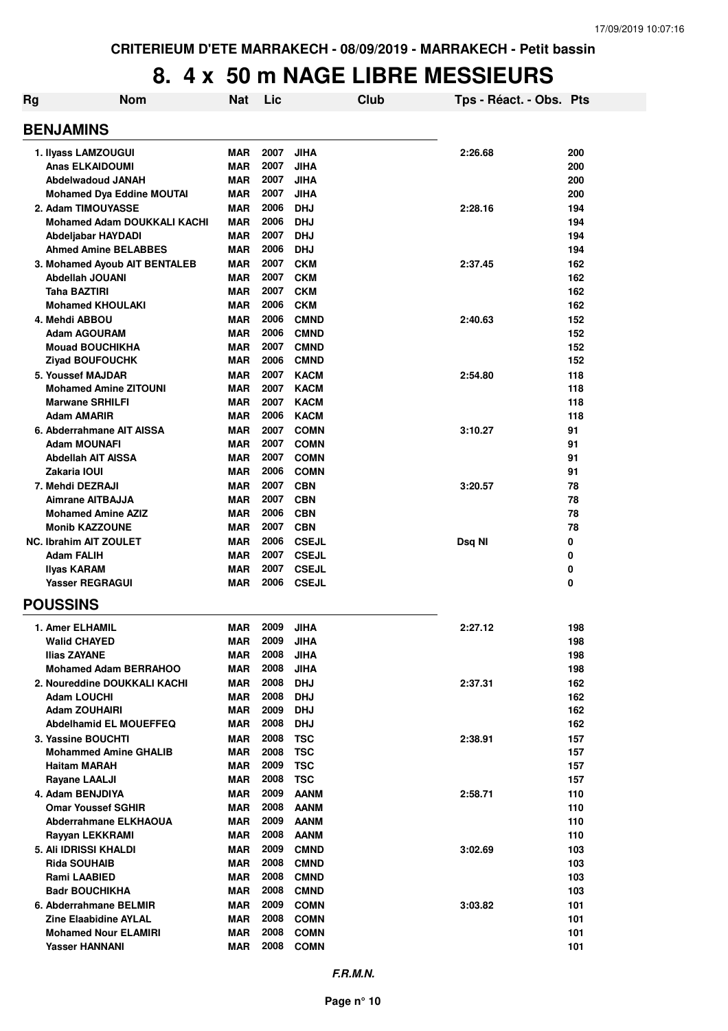# 8. 4 x 50 m NAGE LIBRE MESSIEURS

| Rg | Nom | Nat | Lic | Club | Tps - Réact. - Obs. | Pts |
|---|---|---|---|---|---|---|
| **BENJAMINS** | | | | | | |
| 1. | Ilyass LAMZOUGUI | MAR | 2007 | JIHA | 2:26.68 | 200 |
| | Anas ELKAIDOUMI | MAR | 2007 | JIHA | | 200 |
| | Abdelwadoud JANAH | MAR | 2007 | JIHA | | 200 |
| | Mohamed Dya Eddine MOUTAI | MAR | 2007 | JIHA | | 200 |
| 2. | Adam TIMOUYASSE | MAR | 2006 | DHJ | 2:28.16 | 194 |
| | Mohamed Adam DOUKKALI KACHI | MAR | 2006 | DHJ | | 194 |
| | Abdeljabar HAYDADI | MAR | 2007 | DHJ | | 194 |
| | Ahmed Amine BELABBES | MAR | 2006 | DHJ | | 194 |
| 3. | Mohamed Ayoub AIT BENTALEB | MAR | 2007 | CKM | 2:37.45 | 162 |
| | Abdellah JOUANI | MAR | 2007 | CKM | | 162 |
| | Taha BAZTIRI | MAR | 2007 | CKM | | 162 |
| | Mohamed KHOULAKI | MAR | 2006 | CKM | | 162 |
| 4. | Mehdi ABBOU | MAR | 2006 | CMND | 2:40.63 | 152 |
| | Adam AGOURAM | MAR | 2006 | CMND | | 152 |
| | Mouad BOUCHIKHA | MAR | 2007 | CMND | | 152 |
| | Ziyad BOUFOUCHK | MAR | 2006 | CMND | | 152 |
| 5. | Youssef MAJDAR | MAR | 2007 | KACM | 2:54.80 | 118 |
| | Mohamed Amine ZITOUNI | MAR | 2007 | KACM | | 118 |
| | Marwane SRHILFI | MAR | 2007 | KACM | | 118 |
| | Adam AMARIR | MAR | 2006 | KACM | | 118 |
| 6. | Abderrahmane AIT AISSA | MAR | 2007 | COMN | 3:10.27 | 91 |
| | Adam MOUNAFI | MAR | 2007 | COMN | | 91 |
| | Abdellah AIT AISSA | MAR | 2007 | COMN | | 91 |
| | Zakaria IOUI | MAR | 2006 | COMN | | 91 |
| 7. | Mehdi DEZRAJI | MAR | 2007 | CBN | 3:20.57 | 78 |
| | Aimrane AITBAJJA | MAR | 2007 | CBN | | 78 |
| | Mohamed Amine AZIZ | MAR | 2006 | CBN | | 78 |
| | Monib KAZZOUNE | MAR | 2007 | CBN | | 78 |
| NC. | Ibrahim AIT ZOULET | MAR | 2006 | CSEJL | Dsq NI | 0 |
| | Adam FALIH | MAR | 2007 | CSEJL | | 0 |
| | Ilyas KARAM | MAR | 2007 | CSEJL | | 0 |
| | Yasser REGRAGUI | MAR | 2006 | CSEJL | | 0 |
| **POUSSINS** | | | | | | |
| 1. | Amer ELHAMIL | MAR | 2009 | JIHA | 2:27.12 | 198 |
| | Walid CHAYED | MAR | 2009 | JIHA | | 198 |
| | Ilias ZAYANE | MAR | 2008 | JIHA | | 198 |
| | Mohamed Adam BERRAHOO | MAR | 2008 | JIHA | | 198 |
| 2. | Noureddine DOUKKALI KACHI | MAR | 2008 | DHJ | 2:37.31 | 162 |
| | Adam LOUCHI | MAR | 2008 | DHJ | | 162 |
| | Adam ZOUHAIRI | MAR | 2009 | DHJ | | 162 |
| | Abdelhamid EL MOUEFFEQ | MAR | 2008 | DHJ | | 162 |
| 3. | Yassine BOUCHTI | MAR | 2008 | TSC | 2:38.91 | 157 |
| | Mohammed Amine GHALIB | MAR | 2008 | TSC | | 157 |
| | Haitam MARAH | MAR | 2009 | TSC | | 157 |
| | Rayane LAALJI | MAR | 2008 | TSC | | 157 |
| 4. | Adam BENJDIYA | MAR | 2009 | AANM | 2:58.71 | 110 |
| | Omar Youssef SGHIR | MAR | 2008 | AANM | | 110 |
| | Abderrahmane ELKHAOUA | MAR | 2009 | AANM | | 110 |
| | Rayyan LEKKRAMI | MAR | 2008 | AANM | | 110 |
| 5. | Ali IDRISSI KHALDI | MAR | 2009 | CMND | 3:02.69 | 103 |
| | Rida SOUHAIB | MAR | 2008 | CMND | | 103 |
| | Rami LAABIED | MAR | 2008 | CMND | | 103 |
| | Badr BOUCHIKHA | MAR | 2008 | CMND | | 103 |
| 6. | Abderrahmane BELMIR | MAR | 2009 | COMN | 3:03.82 | 101 |
| | Zine Elaabidine AYLAL | MAR | 2008 | COMN | | 101 |
| | Mohamed Nour ELAMIRI | MAR | 2008 | COMN | | 101 |
| | Yasser HANNANI | MAR | 2008 | COMN | | 101 |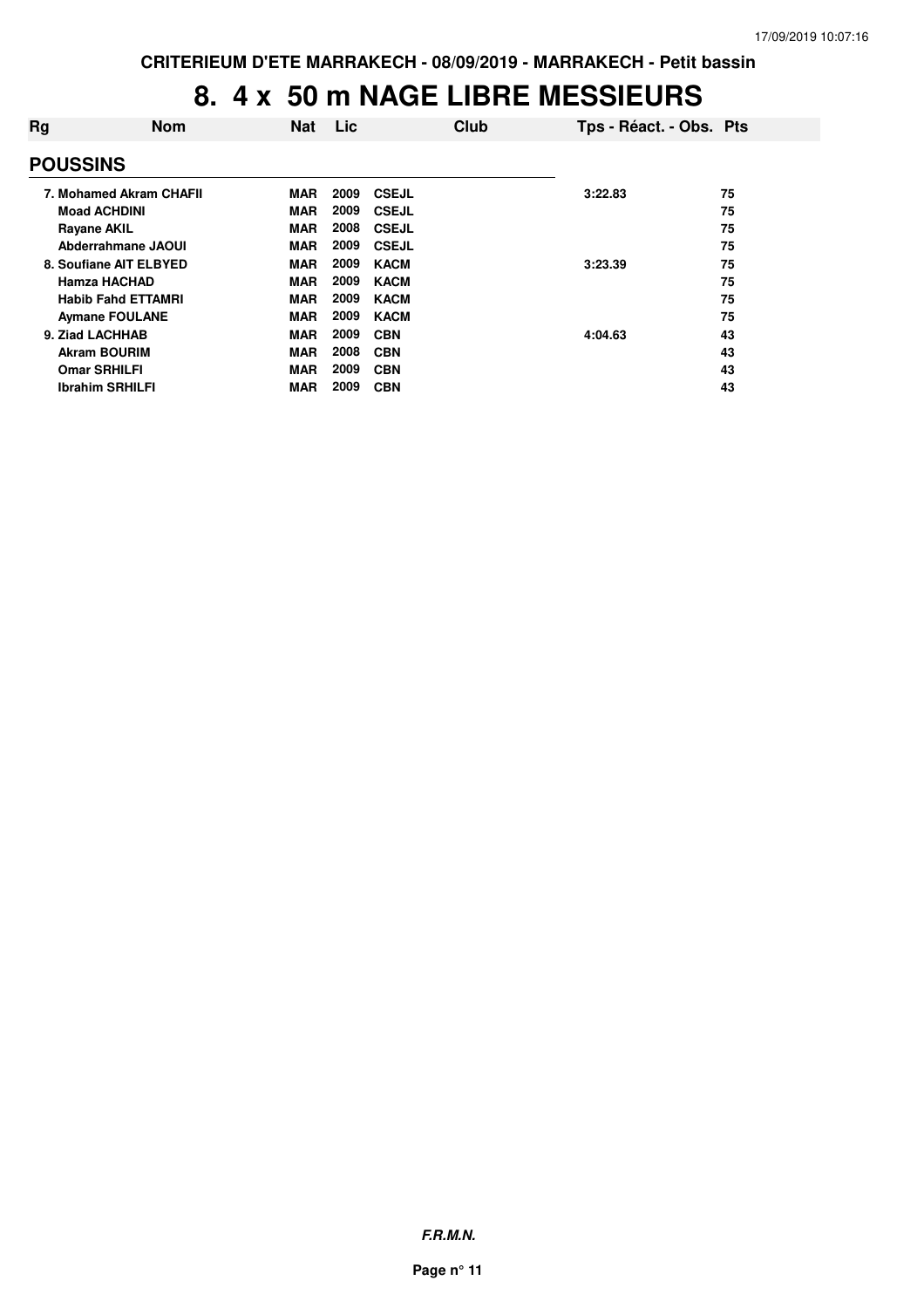# 8. 4 x 50 m NAGE LIBRE MESSIEURS

| Rg | Nom | Nat | Lic | Club | Tps - Réact. - Obs. | Pts |
|---|---|---|---|---|---|---|
| **POUSSINS** | | | | | | |
| 7. | Mohamed Akram CHAFII | MAR | 2009 | CSEJL | 3:22.83 | 75 |
| | Moad ACHDINI | MAR | 2009 | CSEJL | | 75 |
| | Rayane AKIL | MAR | 2008 | CSEJL | | 75 |
| | Abderrahmane JAOUI | MAR | 2009 | CSEJL | | 75 |
| 8. | Soufiane AIT ELBYED | MAR | 2009 | KACM | 3:23.39 | 75 |
| | Hamza HACHAD | MAR | 2009 | KACM | | 75 |
| | Habib Fahd ETTAMRI | MAR | 2009 | KACM | | 75 |
| | Aymane FOULANE | MAR | 2009 | KACM | | 75 |
| 9. | Ziad LACHHAB | MAR | 2009 | CBN | 4:04.63 | 43 |
| | Akram BOURIM | MAR | 2008 | CBN | | 43 |
| | Omar SRHILFI | MAR | 2009 | CBN | | 43 |
| | Ibrahim SRHILFI | MAR | 2009 | CBN | | 43 |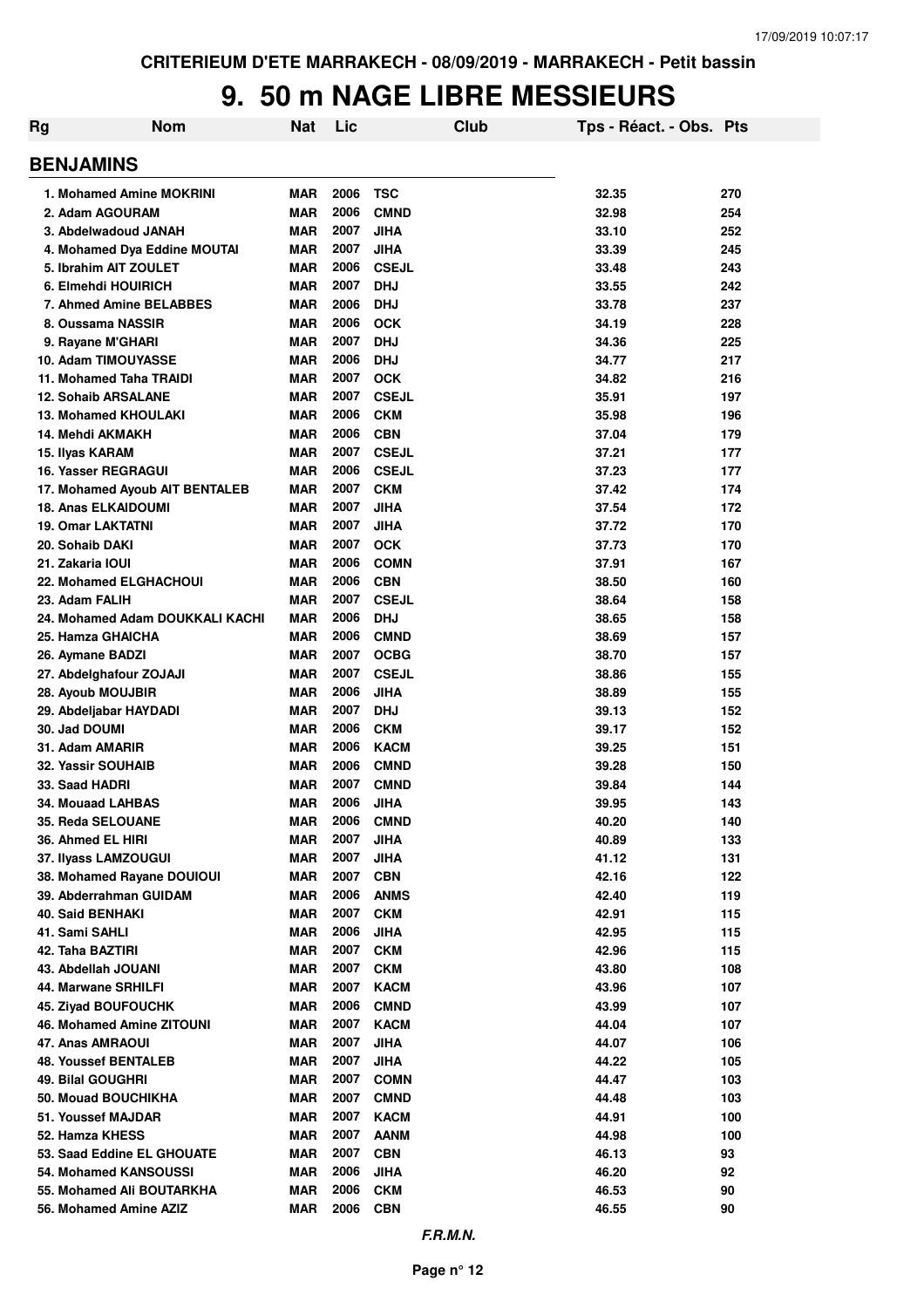CRITERIEUM D'ETE MARRAKECH - 08/09/2019 - MARRAKECH - Petit bassin

# 9. 50 m NAGE LIBRE MESSIEURS

| Rg | Nom | Nat | Lic | Club | Tps - Réact. - Obs. | Pts |
|---|---|---|---|---|---|---|

## BENJAMINS

| Rg | Nom | Nat | Lic | Club | Tps - Réact. - Obs. | Pts |
|---|---|---|---|---|---|---|
| 1. | Mohamed Amine MOKRINI | MAR | 2006 | TSC | 32.35 | 270 |
| 2. | Adam AGOURAM | MAR | 2006 | CMND | 32.98 | 254 |
| 3. | Abdelwadoud JANAH | MAR | 2007 | JIHA | 33.10 | 252 |
| 4. | Mohamed Dya Eddine MOUTAI | MAR | 2007 | JIHA | 33.39 | 245 |
| 5. | Ibrahim AIT ZOULET | MAR | 2006 | CSEJL | 33.48 | 243 |
| 6. | Elmehdi HOUIRICH | MAR | 2007 | DHJ | 33.55 | 242 |
| 7. | Ahmed Amine BELABBES | MAR | 2006 | DHJ | 33.78 | 237 |
| 8. | Oussama NASSIR | MAR | 2006 | OCK | 34.19 | 228 |
| 9. | Rayane M'GHARI | MAR | 2007 | DHJ | 34.36 | 225 |
| 10. | Adam TIMOUYASSE | MAR | 2006 | DHJ | 34.77 | 217 |
| 11. | Mohamed Taha TRAIDI | MAR | 2007 | OCK | 34.82 | 216 |
| 12. | Sohaib ARSALANE | MAR | 2007 | CSEJL | 35.91 | 197 |
| 13. | Mohamed KHOULAKI | MAR | 2006 | CKM | 35.98 | 196 |
| 14. | Mehdi AKMAKH | MAR | 2006 | CBN | 37.04 | 179 |
| 15. | Ilyas KARAM | MAR | 2007 | CSEJL | 37.21 | 177 |
| 16. | Yasser REGRAGUI | MAR | 2006 | CSEJL | 37.23 | 177 |
| 17. | Mohamed Ayoub AIT BENTALEB | MAR | 2007 | CKM | 37.42 | 174 |
| 18. | Anas ELKAIDOUMI | MAR | 2007 | JIHA | 37.54 | 172 |
| 19. | Omar LAKTATNI | MAR | 2007 | JIHA | 37.72 | 170 |
| 20. | Sohaib DAKI | MAR | 2007 | OCK | 37.73 | 170 |
| 21. | Zakaria IOUI | MAR | 2006 | COMN | 37.91 | 167 |
| 22. | Mohamed ELGHACHOUI | MAR | 2006 | CBN | 38.50 | 160 |
| 23. | Adam FALIH | MAR | 2007 | CSEJL | 38.64 | 158 |
| 24. | Mohamed Adam DOUKKALI KACHI | MAR | 2006 | DHJ | 38.65 | 158 |
| 25. | Hamza GHAICHA | MAR | 2006 | CMND | 38.69 | 157 |
| 26. | Aymane BADZI | MAR | 2007 | OCBG | 38.70 | 157 |
| 27. | Abdelghafour ZOJAJI | MAR | 2007 | CSEJL | 38.86 | 155 |
| 28. | Ayoub MOUJBIR | MAR | 2006 | JIHA | 38.89 | 155 |
| 29. | Abdeljabar HAYDADI | MAR | 2007 | DHJ | 39.13 | 152 |
| 30. | Jad DOUMI | MAR | 2006 | CKM | 39.17 | 152 |
| 31. | Adam AMARIR | MAR | 2006 | KACM | 39.25 | 151 |
| 32. | Yassir SOUHAIB | MAR | 2006 | CMND | 39.28 | 150 |
| 33. | Saad HADRI | MAR | 2007 | CMND | 39.84 | 144 |
| 34. | Mouaad LAHBAS | MAR | 2006 | JIHA | 39.95 | 143 |
| 35. | Reda SELOUANE | MAR | 2006 | CMND | 40.20 | 140 |
| 36. | Ahmed EL HIRI | MAR | 2007 | JIHA | 40.89 | 133 |
| 37. | Ilyass LAMZOUGUI | MAR | 2007 | JIHA | 41.12 | 131 |
| 38. | Mohamed Rayane DOUIOUI | MAR | 2007 | CBN | 42.16 | 122 |
| 39. | Abderrahman GUIDAM | MAR | 2006 | ANMS | 42.40 | 119 |
| 40. | Said BENHAKI | MAR | 2007 | CKM | 42.91 | 115 |
| 41. | Sami SAHLI | MAR | 2006 | JIHA | 42.95 | 115 |
| 42. | Taha BAZTIRI | MAR | 2007 | CKM | 42.96 | 115 |
| 43. | Abdellah JOUANI | MAR | 2007 | CKM | 43.80 | 108 |
| 44. | Marwane SRHILFI | MAR | 2007 | KACM | 43.96 | 107 |
| 45. | Ziyad BOUFOUCHK | MAR | 2006 | CMND | 43.99 | 107 |
| 46. | Mohamed Amine ZITOUNI | MAR | 2007 | KACM | 44.04 | 107 |
| 47. | Anas AMRAOUI | MAR | 2007 | JIHA | 44.07 | 106 |
| 48. | Youssef BENTALEB | MAR | 2007 | JIHA | 44.22 | 105 |
| 49. | Bilal GOUGHRI | MAR | 2007 | COMN | 44.47 | 103 |
| 50. | Mouad BOUCHIKHA | MAR | 2007 | CMND | 44.48 | 103 |
| 51. | Youssef MAJDAR | MAR | 2007 | KACM | 44.91 | 100 |
| 52. | Hamza KHESS | MAR | 2007 | AANM | 44.98 | 100 |
| 53. | Saad Eddine EL GHOUATE | MAR | 2007 | CBN | 46.13 | 93 |
| 54. | Mohamed KANSOUSSI | MAR | 2006 | JIHA | 46.20 | 92 |
| 55. | Mohamed Ali BOUTARKHA | MAR | 2006 | CKM | 46.53 | 90 |
| 56. | Mohamed Amine AZIZ | MAR | 2006 | CBN | 46.55 | 90 |

*F.R.M.N.*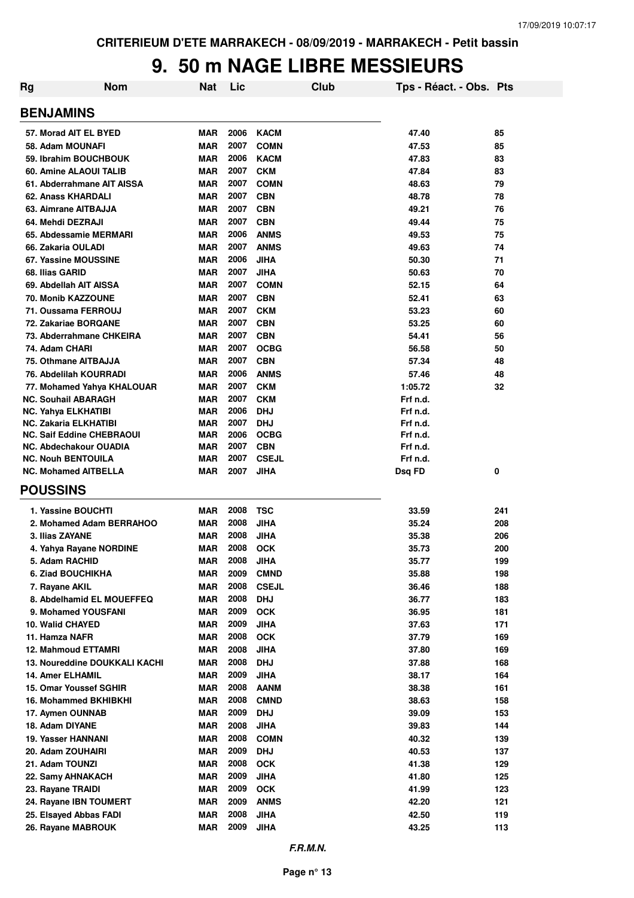CRITERIEUM D'ETE MARRAKECH - 08/09/2019 - MARRAKECH - Petit bassin

# 9. 50 m NAGE LIBRE MESSIEURS

| Rg | Nom | Nat | Lic | Club | Tps - Réact. - Obs. | Pts |
|---|---|---|---|---|---|---|
| **BENJAMINS** | | | | | | |
| 57. | Morad AIT EL BYED | MAR | 2006 | KACM | 47.40 | 85 |
| 58. | Adam MOUNAFI | MAR | 2007 | COMN | 47.53 | 85 |
| 59. | Ibrahim BOUCHBOUK | MAR | 2006 | KACM | 47.83 | 83 |
| 60. | Amine ALAOUI TALIB | MAR | 2007 | CKM | 47.84 | 83 |
| 61. | Abderrahmane AIT AISSA | MAR | 2007 | COMN | 48.63 | 79 |
| 62. | Anass KHARDALI | MAR | 2007 | CBN | 48.78 | 78 |
| 63. | Aimrane AITBAJJA | MAR | 2007 | CBN | 49.21 | 76 |
| 64. | Mehdi DEZRAJI | MAR | 2007 | CBN | 49.44 | 75 |
| 65. | Abdessamie MERMARI | MAR | 2006 | ANMS | 49.53 | 75 |
| 66. | Zakaria OULADI | MAR | 2007 | ANMS | 49.63 | 74 |
| 67. | Yassine MOUSSINE | MAR | 2006 | JIHA | 50.30 | 71 |
| 68. | Ilias GARID | MAR | 2007 | JIHA | 50.63 | 70 |
| 69. | Abdellah AIT AISSA | MAR | 2007 | COMN | 52.15 | 64 |
| 70. | Monib KAZZOUNE | MAR | 2007 | CBN | 52.41 | 63 |
| 71. | Oussama FERROUJ | MAR | 2007 | CKM | 53.23 | 60 |
| 72. | Zakariae BORQANE | MAR | 2007 | CBN | 53.25 | 60 |
| 73. | Abderrahmane CHKEIRA | MAR | 2007 | CBN | 54.41 | 56 |
| 74. | Adam CHARI | MAR | 2007 | OCBG | 56.58 | 50 |
| 75. | Othmane AITBAJJA | MAR | 2007 | CBN | 57.34 | 48 |
| 76. | Abdelilah KOURRADI | MAR | 2006 | ANMS | 57.46 | 48 |
| 77. | Mohamed Yahya KHALOUAR | MAR | 2007 | CKM | 1:05.72 | 32 |
| NC. | Souhail ABARAGH | MAR | 2007 | CKM | Frf n.d. | |
| NC. | Yahya ELKHATIBI | MAR | 2006 | DHJ | Frf n.d. | |
| NC. | Zakaria ELKHATIBI | MAR | 2007 | DHJ | Frf n.d. | |
| NC. | Saif Eddine CHEBRAOUI | MAR | 2006 | OCBG | Frf n.d. | |
| NC. | Abdechakour OUADIA | MAR | 2007 | CBN | Frf n.d. | |
| NC. | Nouh BENTOUILA | MAR | 2007 | CSEJL | Frf n.d. | |
| NC. | Mohamed AITBELLA | MAR | 2007 | JIHA | Dsq FD | 0 |
| **POUSSINS** | | | | | | |
| 1. | Yassine BOUCHTI | MAR | 2008 | TSC | 33.59 | 241 |
| 2. | Mohamed Adam BERRAHOO | MAR | 2008 | JIHA | 35.24 | 208 |
| 3. | Ilias ZAYANE | MAR | 2008 | JIHA | 35.38 | 206 |
| 4. | Yahya Rayane NORDINE | MAR | 2008 | OCK | 35.73 | 200 |
| 5. | Adam RACHID | MAR | 2008 | JIHA | 35.77 | 199 |
| 6. | Ziad BOUCHIKHA | MAR | 2009 | CMND | 35.88 | 198 |
| 7. | Rayane AKIL | MAR | 2008 | CSEJL | 36.46 | 188 |
| 8. | Abdelhamid EL MOUEFFEQ | MAR | 2008 | DHJ | 36.77 | 183 |
| 9. | Mohamed YOUSFANI | MAR | 2009 | OCK | 36.95 | 181 |
| 10. | Walid CHAYED | MAR | 2009 | JIHA | 37.63 | 171 |
| 11. | Hamza NAFR | MAR | 2008 | OCK | 37.79 | 169 |
| 12. | Mahmoud ETTAMRI | MAR | 2008 | JIHA | 37.80 | 169 |
| 13. | Noureddine DOUKKALI KACHI | MAR | 2008 | DHJ | 37.88 | 168 |
| 14. | Amer ELHAMIL | MAR | 2009 | JIHA | 38.17 | 164 |
| 15. | Omar Youssef SGHIR | MAR | 2008 | AANM | 38.38 | 161 |
| 16. | Mohammed BKHIBKHI | MAR | 2008 | CMND | 38.63 | 158 |
| 17. | Aymen OUNNAB | MAR | 2009 | DHJ | 39.09 | 153 |
| 18. | Adam DIYANE | MAR | 2008 | JIHA | 39.83 | 144 |
| 19. | Yasser HANNANI | MAR | 2008 | COMN | 40.32 | 139 |
| 20. | Adam ZOUHAIRI | MAR | 2009 | DHJ | 40.53 | 137 |
| 21. | Adam TOUNZI | MAR | 2008 | OCK | 41.38 | 129 |
| 22. | Samy AHNAKACH | MAR | 2009 | JIHA | 41.80 | 125 |
| 23. | Rayane TRAIDI | MAR | 2009 | OCK | 41.99 | 123 |
| 24. | Rayane IBN TOUMERT | MAR | 2009 | ANMS | 42.20 | 121 |
| 25. | Elsayed Abbas FADI | MAR | 2008 | JIHA | 42.50 | 119 |
| 26. | Rayane MABROUK | MAR | 2009 | JIHA | 43.25 | 113 |

*F.R.M.N.*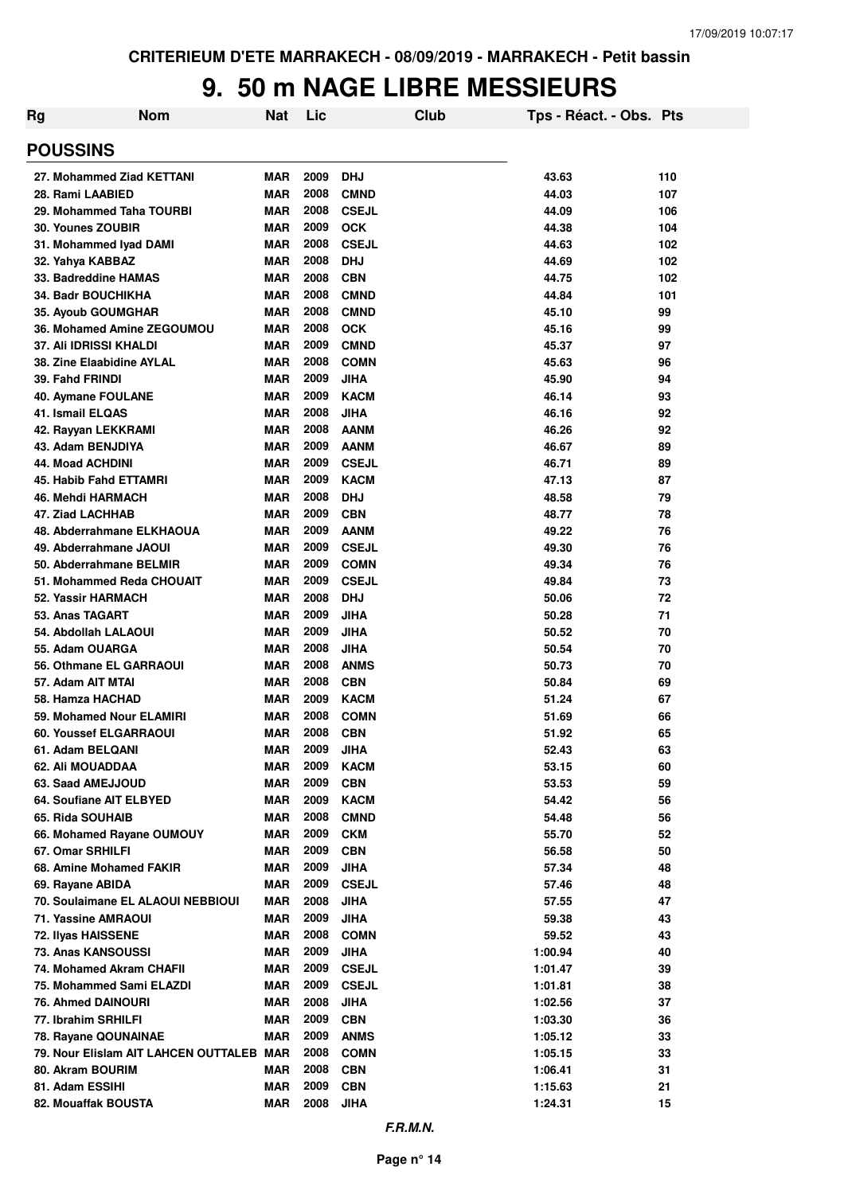CRITERIEUM D'ETE MARRAKECH - 08/09/2019 - MARRAKECH - Petit bassin

# 9. 50 m NAGE LIBRE MESSIEURS

| Rg | Nom | Nat | Lic | Club | Tps - Réact. - Obs. | Pts |
|---|---|---|---|---|---|---|

## POUSSINS

| Rg | Nom | Nat | Lic | Club | Tps - Réact. - Obs. | Pts |
|---|---|---|---|---|---|---|
| 27. | Mohammed Ziad KETTANI | MAR | 2009 | DHJ | 43.63 | 110 |
| 28. | Rami LAABIED | MAR | 2008 | CMND | 44.03 | 107 |
| 29. | Mohammed Taha TOURBI | MAR | 2008 | CSEJL | 44.09 | 106 |
| 30. | Younes ZOUBIR | MAR | 2009 | OCK | 44.38 | 104 |
| 31. | Mohammed Iyad DAMI | MAR | 2008 | CSEJL | 44.63 | 102 |
| 32. | Yahya KABBAZ | MAR | 2008 | DHJ | 44.69 | 102 |
| 33. | Badreddine HAMAS | MAR | 2008 | CBN | 44.75 | 102 |
| 34. | Badr BOUCHIKHA | MAR | 2008 | CMND | 44.84 | 101 |
| 35. | Ayoub GOUMGHAR | MAR | 2008 | CMND | 45.10 | 99 |
| 36. | Mohamed Amine ZEGOUMOU | MAR | 2008 | OCK | 45.16 | 99 |
| 37. | Ali IDRISSI KHALDI | MAR | 2009 | CMND | 45.37 | 97 |
| 38. | Zine Elaabidine AYLAL | MAR | 2008 | COMN | 45.63 | 96 |
| 39. | Fahd FRINDI | MAR | 2009 | JIHA | 45.90 | 94 |
| 40. | Aymane FOULANE | MAR | 2009 | KACM | 46.14 | 93 |
| 41. | Ismail ELQAS | MAR | 2008 | JIHA | 46.16 | 92 |
| 42. | Rayyan LEKKRAMI | MAR | 2008 | AANM | 46.26 | 92 |
| 43. | Adam BENJDIYA | MAR | 2009 | AANM | 46.67 | 89 |
| 44. | Moad ACHDINI | MAR | 2009 | CSEJL | 46.71 | 89 |
| 45. | Habib Fahd ETTAMRI | MAR | 2009 | KACM | 47.13 | 87 |
| 46. | Mehdi HARMACH | MAR | 2008 | DHJ | 48.58 | 79 |
| 47. | Ziad LACHHAB | MAR | 2009 | CBN | 48.77 | 78 |
| 48. | Abderrahmane ELKHAOUA | MAR | 2009 | AANM | 49.22 | 76 |
| 49. | Abderrahmane JAOUI | MAR | 2009 | CSEJL | 49.30 | 76 |
| 50. | Abderrahmane BELMIR | MAR | 2009 | COMN | 49.34 | 76 |
| 51. | Mohammed Reda CHOUAIT | MAR | 2009 | CSEJL | 49.84 | 73 |
| 52. | Yassir HARMACH | MAR | 2008 | DHJ | 50.06 | 72 |
| 53. | Anas TAGART | MAR | 2009 | JIHA | 50.28 | 71 |
| 54. | Abdollah LALAOUI | MAR | 2009 | JIHA | 50.52 | 70 |
| 55. | Adam OUARGA | MAR | 2008 | JIHA | 50.54 | 70 |
| 56. | Othmane EL GARRAOUI | MAR | 2008 | ANMS | 50.73 | 70 |
| 57. | Adam AIT MTAI | MAR | 2008 | CBN | 50.84 | 69 |
| 58. | Hamza HACHAD | MAR | 2009 | KACM | 51.24 | 67 |
| 59. | Mohamed Nour ELAMIRI | MAR | 2008 | COMN | 51.69 | 66 |
| 60. | Youssef ELGARRAOUI | MAR | 2008 | CBN | 51.92 | 65 |
| 61. | Adam BELQANI | MAR | 2009 | JIHA | 52.43 | 63 |
| 62. | Ali MOUADDAA | MAR | 2009 | KACM | 53.15 | 60 |
| 63. | Saad AMEJJOUD | MAR | 2009 | CBN | 53.53 | 59 |
| 64. | Soufiane AIT ELBYED | MAR | 2009 | KACM | 54.42 | 56 |
| 65. | Rida SOUHAIB | MAR | 2008 | CMND | 54.48 | 56 |
| 66. | Mohamed Rayane OUMOUY | MAR | 2009 | CKM | 55.70 | 52 |
| 67. | Omar SRHILFI | MAR | 2009 | CBN | 56.58 | 50 |
| 68. | Amine Mohamed FAKIR | MAR | 2009 | JIHA | 57.34 | 48 |
| 69. | Rayane ABIDA | MAR | 2009 | CSEJL | 57.46 | 48 |
| 70. | Soulaimane EL ALAOUI NEBBIOUI | MAR | 2008 | JIHA | 57.55 | 47 |
| 71. | Yassine AMRAOUI | MAR | 2009 | JIHA | 59.38 | 43 |
| 72. | Ilyas HAISSENE | MAR | 2008 | COMN | 59.52 | 43 |
| 73. | Anas KANSOUSSI | MAR | 2009 | JIHA | 1:00.94 | 40 |
| 74. | Mohamed Akram CHAFII | MAR | 2009 | CSEJL | 1:01.47 | 39 |
| 75. | Mohammed Sami ELAZDI | MAR | 2009 | CSEJL | 1:01.81 | 38 |
| 76. | Ahmed DAINOURI | MAR | 2008 | JIHA | 1:02.56 | 37 |
| 77. | Ibrahim SRHILFI | MAR | 2009 | CBN | 1:03.30 | 36 |
| 78. | Rayane QOUNAINAE | MAR | 2009 | ANMS | 1:05.12 | 33 |
| 79. | Nour Elislam AIT LAHCEN OUTTALEB | MAR | 2008 | COMN | 1:05.15 | 33 |
| 80. | Akram BOURIM | MAR | 2008 | CBN | 1:06.41 | 31 |
| 81. | Adam ESSIHI | MAR | 2009 | CBN | 1:15.63 | 21 |
| 82. | Mouaffak BOUSTA | MAR | 2008 | JIHA | 1:24.31 | 15 |

*F.R.M.N.*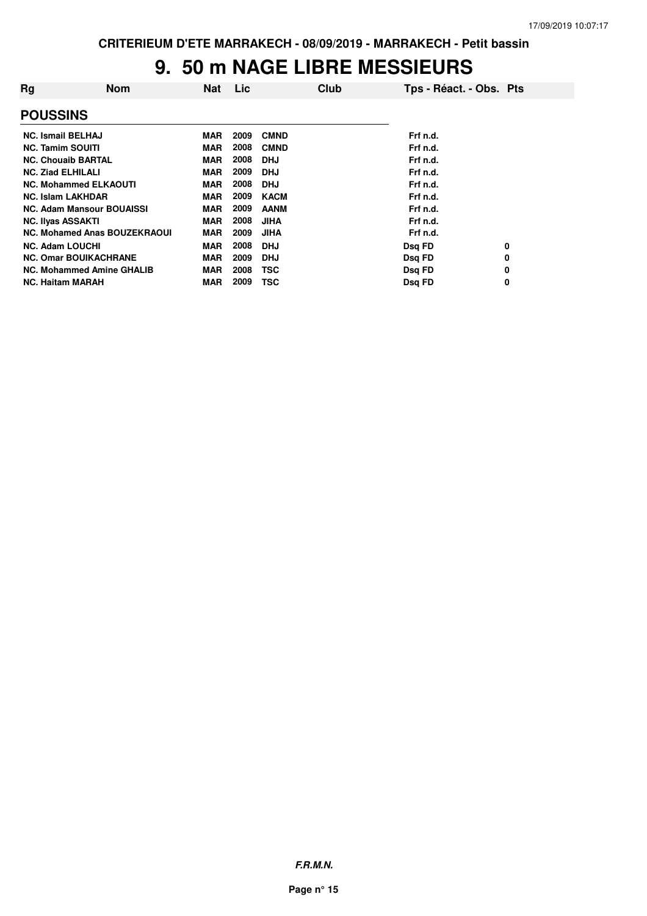CRITERIEUM D'ETE MARRAKECH - 08/09/2019 - MARRAKECH - Petit bassin

# 9. 50 m NAGE LIBRE MESSIEURS

| Rg | Nom | Nat | Lic | Club | Tps - Réact. - Obs. | Pts |
|---|---|---|---|---|---|---|
| **POUSSINS** | | | | | | |
| NC. | Ismail BELHAJ | MAR | 2009 | CMND | Frf n.d. | |
| NC. | Tamim SOUITI | MAR | 2008 | CMND | Frf n.d. | |
| NC. | Chouaib BARTAL | MAR | 2008 | DHJ | Frf n.d. | |
| NC. | Ziad ELHILALI | MAR | 2009 | DHJ | Frf n.d. | |
| NC. | Mohammed ELKAOUTI | MAR | 2008 | DHJ | Frf n.d. | |
| NC. | Islam LAKHDAR | MAR | 2009 | KACM | Frf n.d. | |
| NC. | Adam Mansour BOUAISSI | MAR | 2009 | AANM | Frf n.d. | |
| NC. | Ilyas ASSAKTI | MAR | 2008 | JIHA | Frf n.d. | |
| NC. | Mohamed Anas BOUZEKRAOUI | MAR | 2009 | JIHA | Frf n.d. | |
| NC. | Adam LOUCHI | MAR | 2008 | DHJ | Dsq FD | 0 |
| NC. | Omar BOUIKACHRANE | MAR | 2009 | DHJ | Dsq FD | 0 |
| NC. | Mohammed Amine GHALIB | MAR | 2008 | TSC | Dsq FD | 0 |
| NC. | Haitam MARAH | MAR | 2009 | TSC | Dsq FD | 0 |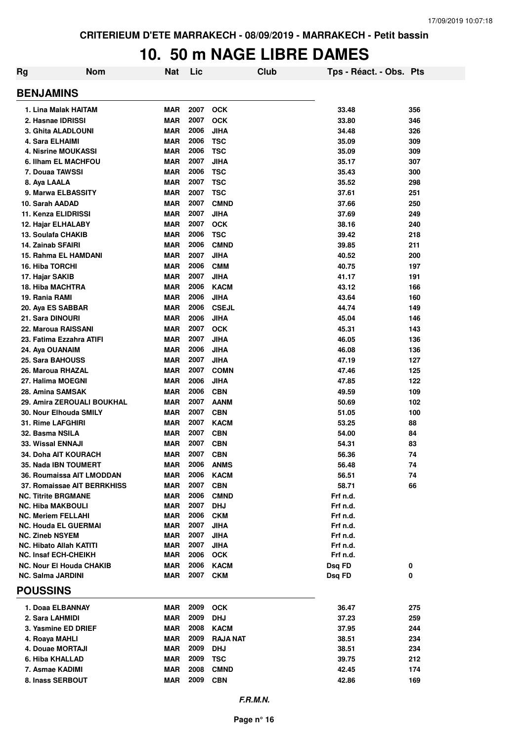CRITERIEUM D'ETE MARRAKECH - 08/09/2019 - MARRAKECH - Petit bassin

# 10. 50 m NAGE LIBRE DAMES

| Rg | Nom | Nat | Lic | Club | Tps - Réact. - Obs. | Pts |
|---|---|---|---|---|---|---|

## BENJAMINS

| Rg | Nom | Nat | Lic | Club | Tps - Réact. - Obs. | Pts |
|---|---|---|---|---|---|---|
| 1. | Lina Malak HAITAM | MAR | 2007 | OCK | 33.48 | 356 |
| 2. | Hasnae IDRISSI | MAR | 2007 | OCK | 33.80 | 346 |
| 3. | Ghita ALADLOUNI | MAR | 2006 | JIHA | 34.48 | 326 |
| 4. | Sara ELHAIMI | MAR | 2006 | TSC | 35.09 | 309 |
| 4. | Nisrine MOUKASSI | MAR | 2006 | TSC | 35.09 | 309 |
| 6. | Ilham EL MACHFOU | MAR | 2007 | JIHA | 35.17 | 307 |
| 7. | Douaa TAWSSI | MAR | 2006 | TSC | 35.43 | 300 |
| 8. | Aya LAALA | MAR | 2007 | TSC | 35.52 | 298 |
| 9. | Marwa ELBASSITY | MAR | 2007 | TSC | 37.61 | 251 |
| 10. | Sarah AADAD | MAR | 2007 | CMND | 37.66 | 250 |
| 11. | Kenza ELIDRISSI | MAR | 2007 | JIHA | 37.69 | 249 |
| 12. | Hajar ELHALABY | MAR | 2007 | OCK | 38.16 | 240 |
| 13. | Soulafa CHAKIB | MAR | 2006 | TSC | 39.42 | 218 |
| 14. | Zainab SFAIRI | MAR | 2006 | CMND | 39.85 | 211 |
| 15. | Rahma EL HAMDANI | MAR | 2007 | JIHA | 40.52 | 200 |
| 16. | Hiba TORCHI | MAR | 2006 | CMM | 40.75 | 197 |
| 17. | Hajar SAKIB | MAR | 2007 | JIHA | 41.17 | 191 |
| 18. | Hiba MACHTRA | MAR | 2006 | KACM | 43.12 | 166 |
| 19. | Rania RAMI | MAR | 2006 | JIHA | 43.64 | 160 |
| 20. | Aya ES SABBAR | MAR | 2006 | CSEJL | 44.74 | 149 |
| 21. | Sara DINOURI | MAR | 2006 | JIHA | 45.04 | 146 |
| 22. | Maroua RAISSANI | MAR | 2007 | OCK | 45.31 | 143 |
| 23. | Fatima Ezzahra ATIFI | MAR | 2007 | JIHA | 46.05 | 136 |
| 24. | Aya OUANAIM | MAR | 2006 | JIHA | 46.08 | 136 |
| 25. | Sara BAHOUSS | MAR | 2007 | JIHA | 47.19 | 127 |
| 26. | Maroua RHAZAL | MAR | 2007 | COMN | 47.46 | 125 |
| 27. | Halima MOEGNI | MAR | 2006 | JIHA | 47.85 | 122 |
| 28. | Amina SAMSAK | MAR | 2006 | CBN | 49.59 | 109 |
| 29. | Amira ZEROUALI BOUKHAL | MAR | 2007 | AANM | 50.69 | 102 |
| 30. | Nour Elhouda SMILY | MAR | 2007 | CBN | 51.05 | 100 |
| 31. | Rime LAFGHIRI | MAR | 2007 | KACM | 53.25 | 88 |
| 32. | Basma NSILA | MAR | 2007 | CBN | 54.00 | 84 |
| 33. | Wissal ENNAJI | MAR | 2007 | CBN | 54.31 | 83 |
| 34. | Doha AIT KOURACH | MAR | 2007 | CBN | 56.36 | 74 |
| 35. | Nada IBN TOUMERT | MAR | 2006 | ANMS | 56.48 | 74 |
| 36. | Roumaissa AIT LMODDAN | MAR | 2006 | KACM | 56.51 | 74 |
| 37. | Romaissae AIT BERRKHISS | MAR | 2007 | CBN | 58.71 | 66 |
| NC. | Titrite BRGMANE | MAR | 2006 | CMND | Frf n.d. | |
| NC. | Hiba MAKBOULI | MAR | 2007 | DHJ | Frf n.d. | |
| NC. | Meriem FELLAHI | MAR | 2006 | CKM | Frf n.d. | |
| NC. | Houda EL GUERMAI | MAR | 2007 | JIHA | Frf n.d. | |
| NC. | Zineb NSYEM | MAR | 2007 | JIHA | Frf n.d. | |
| NC. | Hibato Allah KATITI | MAR | 2007 | JIHA | Frf n.d. | |
| NC. | Insaf ECH-CHEIKH | MAR | 2006 | OCK | Frf n.d. | |
| NC. | Nour El Houda CHAKIB | MAR | 2006 | KACM | Dsq FD | 0 |
| NC. | Salma JARDINI | MAR | 2007 | CKM | Dsq FD | 0 |

## POUSSINS

| Rg | Nom | Nat | Lic | Club | Tps - Réact. - Obs. | Pts |
|---|---|---|---|---|---|---|
| 1. | Doaa ELBANNAY | MAR | 2009 | OCK | 36.47 | 275 |
| 2. | Sara LAHMIDI | MAR | 2009 | DHJ | 37.23 | 259 |
| 3. | Yasmine ED DRIEF | MAR | 2008 | KACM | 37.95 | 244 |
| 4. | Roaya MAHLI | MAR | 2009 | RAJA NAT | 38.51 | 234 |
| 4. | Douae MORTAJI | MAR | 2009 | DHJ | 38.51 | 234 |
| 6. | Hiba KHALLAD | MAR | 2009 | TSC | 39.75 | 212 |
| 7. | Asmae KADIMI | MAR | 2008 | CMND | 42.45 | 174 |
| 8. | Inass SERBOUT | MAR | 2009 | CBN | 42.86 | 169 |

*F.R.M.N.*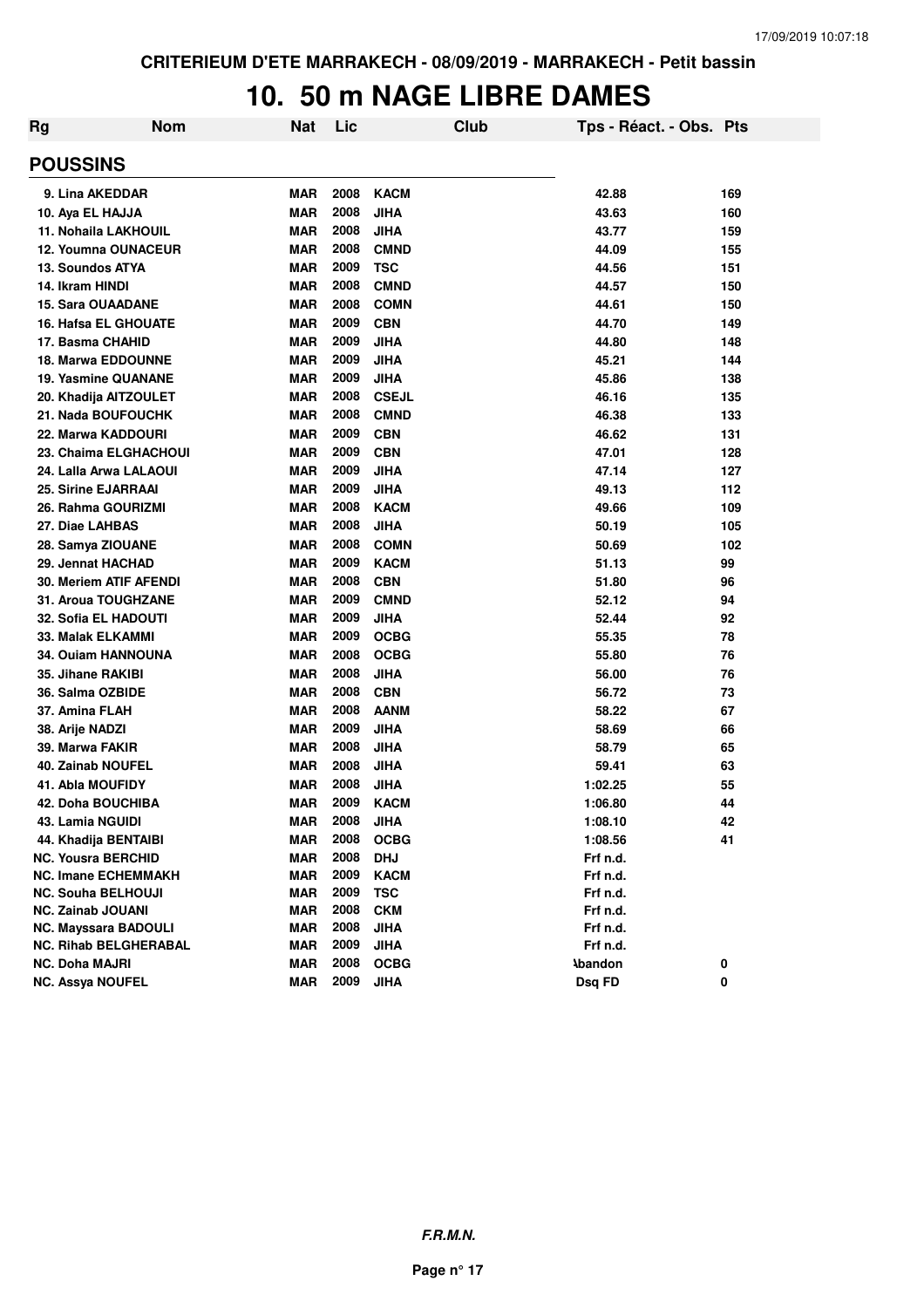CRITERIEUM D'ETE MARRAKECH - 08/09/2019 - MARRAKECH - Petit bassin

# 10. 50 m NAGE LIBRE DAMES

| Rg | Nom | Nat | Lic | Club | Tps - Réact. - Obs. | Pts |
|---|---|---|---|---|---|---|
| **POUSSINS** | | | | | | |
| 9. Lina AKEDDAR | | MAR | 2008 | KACM | 42.88 | 169 |
| 10. Aya EL HAJJA | | MAR | 2008 | JIHA | 43.63 | 160 |
| 11. Nohaila LAKHOUIL | | MAR | 2008 | JIHA | 43.77 | 159 |
| 12. Youmna OUNACEUR | | MAR | 2008 | CMND | 44.09 | 155 |
| 13. Soundos ATYA | | MAR | 2009 | TSC | 44.56 | 151 |
| 14. Ikram HINDI | | MAR | 2008 | CMND | 44.57 | 150 |
| 15. Sara OUAADANE | | MAR | 2008 | COMN | 44.61 | 150 |
| 16. Hafsa EL GHOUATE | | MAR | 2009 | CBN | 44.70 | 149 |
| 17. Basma CHAHID | | MAR | 2009 | JIHA | 44.80 | 148 |
| 18. Marwa EDDOUNNE | | MAR | 2009 | JIHA | 45.21 | 144 |
| 19. Yasmine QUANANE | | MAR | 2009 | JIHA | 45.86 | 138 |
| 20. Khadija AITZOULET | | MAR | 2008 | CSEJL | 46.16 | 135 |
| 21. Nada BOUFOUCHK | | MAR | 2008 | CMND | 46.38 | 133 |
| 22. Marwa KADDOURI | | MAR | 2009 | CBN | 46.62 | 131 |
| 23. Chaima ELGHACHOUI | | MAR | 2009 | CBN | 47.01 | 128 |
| 24. Lalla Arwa LALAOUI | | MAR | 2009 | JIHA | 47.14 | 127 |
| 25. Sirine EJARRAAI | | MAR | 2009 | JIHA | 49.13 | 112 |
| 26. Rahma GOURIZMI | | MAR | 2008 | KACM | 49.66 | 109 |
| 27. Diae LAHBAS | | MAR | 2008 | JIHA | 50.19 | 105 |
| 28. Samya ZIOUANE | | MAR | 2008 | COMN | 50.69 | 102 |
| 29. Jennat HACHAD | | MAR | 2009 | KACM | 51.13 | 99 |
| 30. Meriem ATIF AFENDI | | MAR | 2008 | CBN | 51.80 | 96 |
| 31. Aroua TOUGHZANE | | MAR | 2009 | CMND | 52.12 | 94 |
| 32. Sofia EL HADOUTI | | MAR | 2009 | JIHA | 52.44 | 92 |
| 33. Malak ELKAMMI | | MAR | 2009 | OCBG | 55.35 | 78 |
| 34. Ouiam HANNOUNA | | MAR | 2008 | OCBG | 55.80 | 76 |
| 35. Jihane RAKIBI | | MAR | 2008 | JIHA | 56.00 | 76 |
| 36. Salma OZBIDE | | MAR | 2008 | CBN | 56.72 | 73 |
| 37. Amina FLAH | | MAR | 2008 | AANM | 58.22 | 67 |
| 38. Arije NADZI | | MAR | 2009 | JIHA | 58.69 | 66 |
| 39. Marwa FAKIR | | MAR | 2008 | JIHA | 58.79 | 65 |
| 40. Zainab NOUFEL | | MAR | 2008 | JIHA | 59.41 | 63 |
| 41. Abla MOUFIDY | | MAR | 2008 | JIHA | 1:02.25 | 55 |
| 42. Doha BOUCHIBA | | MAR | 2009 | KACM | 1:06.80 | 44 |
| 43. Lamia NGUIDI | | MAR | 2008 | JIHA | 1:08.10 | 42 |
| 44. Khadija BENTAIBI | | MAR | 2008 | OCBG | 1:08.56 | 41 |
| NC. Yousra BERCHID | | MAR | 2008 | DHJ | Frf n.d. | |
| NC. Imane ECHEMMAKH | | MAR | 2009 | KACM | Frf n.d. | |
| NC. Souha BELHOUJI | | MAR | 2009 | TSC | Frf n.d. | |
| NC. Zainab JOUANI | | MAR | 2008 | CKM | Frf n.d. | |
| NC. Mayssara BADOULI | | MAR | 2008 | JIHA | Frf n.d. | |
| NC. Rihab BELGHERABAL | | MAR | 2009 | JIHA | Frf n.d. | |
| NC. Doha MAJRI | | MAR | 2008 | OCBG | Abandon | 0 |
| NC. Assya NOUFEL | | MAR | 2009 | JIHA | Dsq FD | 0 |

*F.R.M.N.*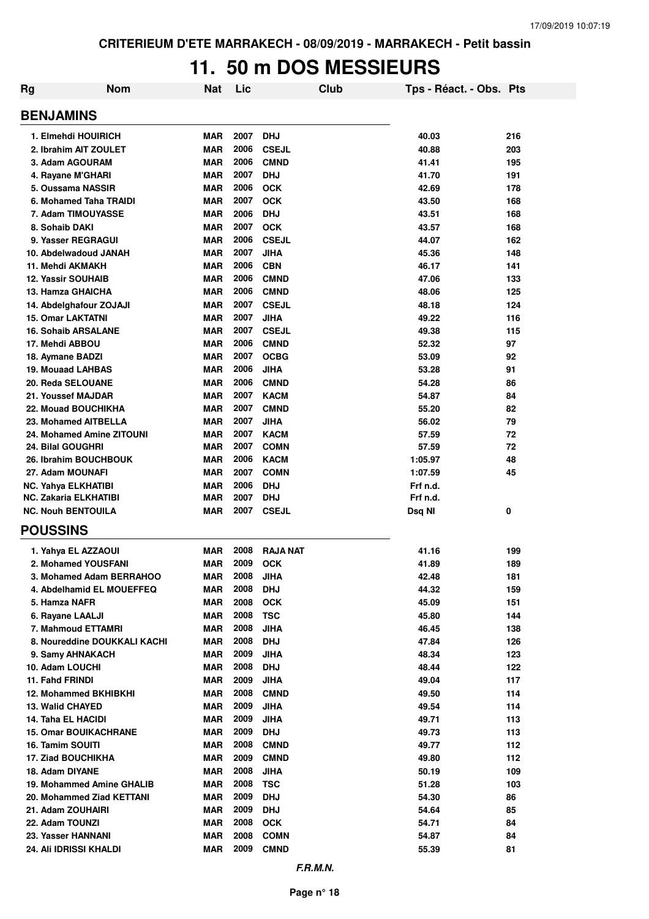CRITERIEUM D'ETE MARRAKECH - 08/09/2019 - MARRAKECH - Petit bassin

# 11. 50 m DOS MESSIEURS

| Rg | Nom | Nat | Lic | Club | Tps - Réact. - Obs. | Pts |
|---|---|---|---|---|---|---|
| **BENJAMINS** | | | | | | |
| 1. Elmehdi HOUIRICH | | MAR | 2007 | DHJ | 40.03 | 216 |
| 2. Ibrahim AIT ZOULET | | MAR | 2006 | CSEJL | 40.88 | 203 |
| 3. Adam AGOURAM | | MAR | 2006 | CMND | 41.41 | 195 |
| 4. Rayane M'GHARI | | MAR | 2007 | DHJ | 41.70 | 191 |
| 5. Oussama NASSIR | | MAR | 2006 | OCK | 42.69 | 178 |
| 6. Mohamed Taha TRAIDI | | MAR | 2007 | OCK | 43.50 | 168 |
| 7. Adam TIMOUYASSE | | MAR | 2006 | DHJ | 43.51 | 168 |
| 8. Sohaib DAKI | | MAR | 2007 | OCK | 43.57 | 168 |
| 9. Yasser REGRAGUI | | MAR | 2006 | CSEJL | 44.07 | 162 |
| 10. Abdelwadoud JANAH | | MAR | 2007 | JIHA | 45.36 | 148 |
| 11. Mehdi AKMAKH | | MAR | 2006 | CBN | 46.17 | 141 |
| 12. Yassir SOUHAIB | | MAR | 2006 | CMND | 47.06 | 133 |
| 13. Hamza GHAICHA | | MAR | 2006 | CMND | 48.06 | 125 |
| 14. Abdelghafour ZOJAJI | | MAR | 2007 | CSEJL | 48.18 | 124 |
| 15. Omar LAKTATNI | | MAR | 2007 | JIHA | 49.22 | 116 |
| 16. Sohaib ARSALANE | | MAR | 2007 | CSEJL | 49.38 | 115 |
| 17. Mehdi ABBOU | | MAR | 2006 | CMND | 52.32 | 97 |
| 18. Aymane BADZI | | MAR | 2007 | OCBG | 53.09 | 92 |
| 19. Mouaad LAHBAS | | MAR | 2006 | JIHA | 53.28 | 91 |
| 20. Reda SELOUANE | | MAR | 2006 | CMND | 54.28 | 86 |
| 21. Youssef MAJDAR | | MAR | 2007 | KACM | 54.87 | 84 |
| 22. Mouad BOUCHIKHA | | MAR | 2007 | CMND | 55.20 | 82 |
| 23. Mohamed AITBELLA | | MAR | 2007 | JIHA | 56.02 | 79 |
| 24. Mohamed Amine ZITOUNI | | MAR | 2007 | KACM | 57.59 | 72 |
| 24. Bilal GOUGHRI | | MAR | 2007 | COMN | 57.59 | 72 |
| 26. Ibrahim BOUCHBOUK | | MAR | 2006 | KACM | 1:05.97 | 48 |
| 27. Adam MOUNAFI | | MAR | 2007 | COMN | 1:07.59 | 45 |
| NC. Yahya ELKHATIBI | | MAR | 2006 | DHJ | Frf n.d. | |
| NC. Zakaria ELKHATIBI | | MAR | 2007 | DHJ | Frf n.d. | |
| NC. Nouh BENTOUILA | | MAR | 2007 | CSEJL | Dsq NI | 0 |
| **POUSSINS** | | | | | | |
| 1. Yahya EL AZZAOUI | | MAR | 2008 | RAJA NAT | 41.16 | 199 |
| 2. Mohamed YOUSFANI | | MAR | 2009 | OCK | 41.89 | 189 |
| 3. Mohamed Adam BERRAHOO | | MAR | 2008 | JIHA | 42.48 | 181 |
| 4. Abdelhamid EL MOUEFFEQ | | MAR | 2008 | DHJ | 44.32 | 159 |
| 5. Hamza NAFR | | MAR | 2008 | OCK | 45.09 | 151 |
| 6. Rayane LAALJI | | MAR | 2008 | TSC | 45.80 | 144 |
| 7. Mahmoud ETTAMRI | | MAR | 2008 | JIHA | 46.45 | 138 |
| 8. Noureddine DOUKKALI KACHI | | MAR | 2008 | DHJ | 47.84 | 126 |
| 9. Samy AHNAKACH | | MAR | 2009 | JIHA | 48.34 | 123 |
| 10. Adam LOUCHI | | MAR | 2008 | DHJ | 48.44 | 122 |
| 11. Fahd FRINDI | | MAR | 2009 | JIHA | 49.04 | 117 |
| 12. Mohammed BKHIBKHI | | MAR | 2008 | CMND | 49.50 | 114 |
| 13. Walid CHAYED | | MAR | 2009 | JIHA | 49.54 | 114 |
| 14. Taha EL HACIDI | | MAR | 2009 | JIHA | 49.71 | 113 |
| 15. Omar BOUIKACHRANE | | MAR | 2009 | DHJ | 49.73 | 113 |
| 16. Tamim SOUITI | | MAR | 2008 | CMND | 49.77 | 112 |
| 17. Ziad BOUCHIKHA | | MAR | 2009 | CMND | 49.80 | 112 |
| 18. Adam DIYANE | | MAR | 2008 | JIHA | 50.19 | 109 |
| 19. Mohammed Amine GHALIB | | MAR | 2008 | TSC | 51.28 | 103 |
| 20. Mohammed Ziad KETTANI | | MAR | 2009 | DHJ | 54.30 | 86 |
| 21. Adam ZOUHAIRI | | MAR | 2009 | DHJ | 54.64 | 85 |
| 22. Adam TOUNZI | | MAR | 2008 | OCK | 54.71 | 84 |
| 23. Yasser HANNANI | | MAR | 2008 | COMN | 54.87 | 84 |
| 24. Ali IDRISSI KHALDI | | MAR | 2009 | CMND | 55.39 | 81 |

*F.R.M.N.*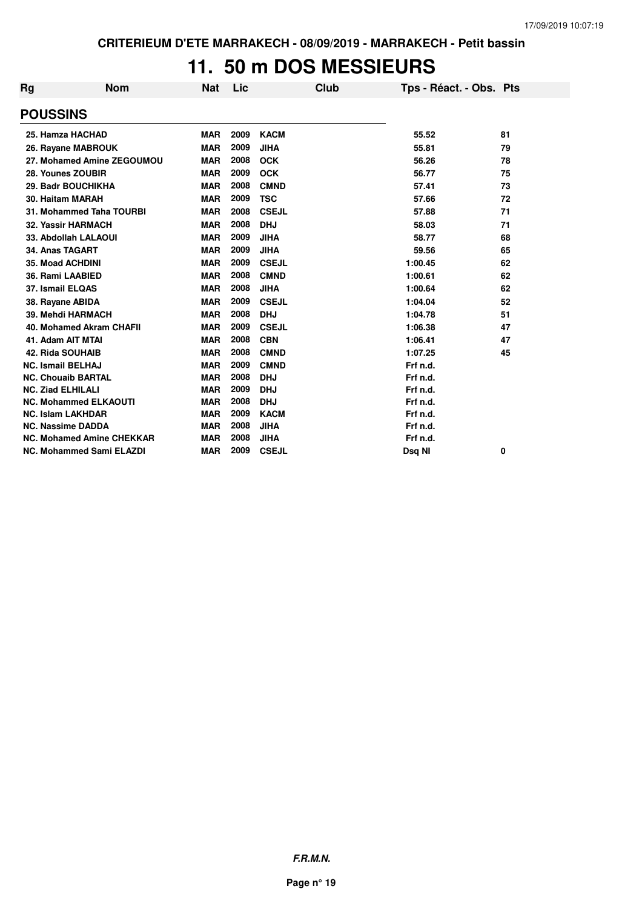CRITERIEUM D'ETE MARRAKECH - 08/09/2019 - MARRAKECH - Petit bassin

# 11. 50 m DOS MESSIEURS

| Rg | Nom | Nat | Lic | Club | Tps - Réact. - Obs. | Pts |
|---|---|---|---|---|---|---|
| **POUSSINS** | | | | | | |
| 25. Hamza HACHAD | | MAR | 2009 | KACM | 55.52 | 81 |
| 26. Rayane MABROUK | | MAR | 2009 | JIHA | 55.81 | 79 |
| 27. Mohamed Amine ZEGOUMOU | | MAR | 2008 | OCK | 56.26 | 78 |
| 28. Younes ZOUBIR | | MAR | 2009 | OCK | 56.77 | 75 |
| 29. Badr BOUCHIKHA | | MAR | 2008 | CMND | 57.41 | 73 |
| 30. Haitam MARAH | | MAR | 2009 | TSC | 57.66 | 72 |
| 31. Mohammed Taha TOURBI | | MAR | 2008 | CSEJL | 57.88 | 71 |
| 32. Yassir HARMACH | | MAR | 2008 | DHJ | 58.03 | 71 |
| 33. Abdollah LALAOUI | | MAR | 2009 | JIHA | 58.77 | 68 |
| 34. Anas TAGART | | MAR | 2009 | JIHA | 59.56 | 65 |
| 35. Moad ACHDINI | | MAR | 2009 | CSEJL | 1:00.45 | 62 |
| 36. Rami LAABIED | | MAR | 2008 | CMND | 1:00.61 | 62 |
| 37. Ismail ELQAS | | MAR | 2008 | JIHA | 1:00.64 | 62 |
| 38. Rayane ABIDA | | MAR | 2009 | CSEJL | 1:04.04 | 52 |
| 39. Mehdi HARMACH | | MAR | 2008 | DHJ | 1:04.78 | 51 |
| 40. Mohamed Akram CHAFII | | MAR | 2009 | CSEJL | 1:06.38 | 47 |
| 41. Adam AIT MTAI | | MAR | 2008 | CBN | 1:06.41 | 47 |
| 42. Rida SOUHAIB | | MAR | 2008 | CMND | 1:07.25 | 45 |
| NC. Ismail BELHAJ | | MAR | 2009 | CMND | Frf n.d. | |
| NC. Chouaib BARTAL | | MAR | 2008 | DHJ | Frf n.d. | |
| NC. Ziad ELHILALI | | MAR | 2009 | DHJ | Frf n.d. | |
| NC. Mohammed ELKAOUTI | | MAR | 2008 | DHJ | Frf n.d. | |
| NC. Islam LAKHDAR | | MAR | 2009 | KACM | Frf n.d. | |
| NC. Nassime DADDA | | MAR | 2008 | JIHA | Frf n.d. | |
| NC. Mohamed Amine CHEKKAR | | MAR | 2008 | JIHA | Frf n.d. | |
| NC. Mohammed Sami ELAZDI | | MAR | 2009 | CSEJL | Dsq NI | 0 |

***F.R.M.N.***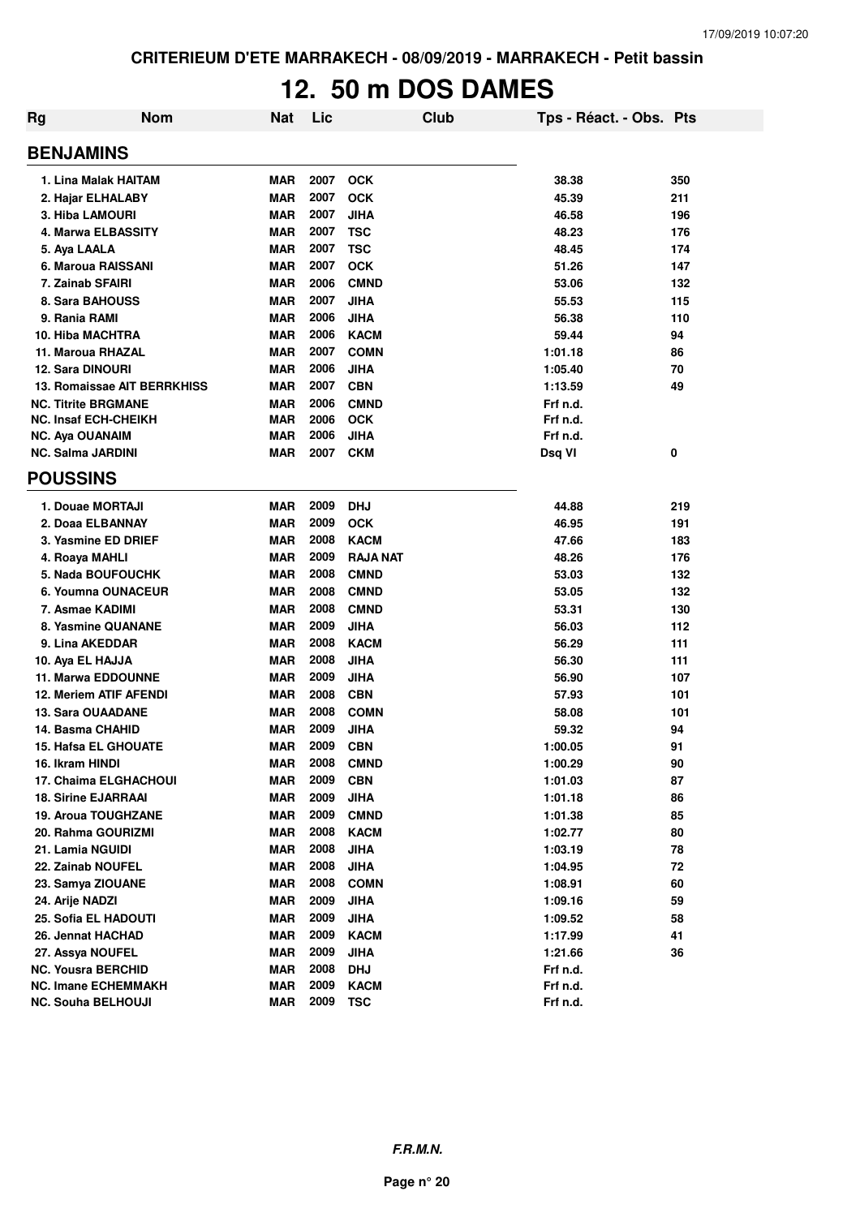CRITERIUM D'ETE MARRAKECH - 08/09/2019 - MARRAKECH - Petit bassin

# 12. 50 m DOS DAMES

| Rg | Nom | Nat | Lic | Club | Tps - Réact. - Obs. | Pts |
|---|---|---|---|---|---|---|
| **BENJAMINS** | | | | | | |
| 1. | Lina Malak HAITAM | MAR | 2007 | OCK | 38.38 | 350 |
| 2. | Hajar ELHALABY | MAR | 2007 | OCK | 45.39 | 211 |
| 3. | Hiba LAMOURI | MAR | 2007 | JIHA | 46.58 | 196 |
| 4. | Marwa ELBASSITY | MAR | 2007 | TSC | 48.23 | 176 |
| 5. | Aya LAALA | MAR | 2007 | TSC | 48.45 | 174 |
| 6. | Maroua RAISSANI | MAR | 2007 | OCK | 51.26 | 147 |
| 7. | Zainab SFAIRI | MAR | 2006 | CMND | 53.06 | 132 |
| 8. | Sara BAHOUSS | MAR | 2007 | JIHA | 55.53 | 115 |
| 9. | Rania RAMI | MAR | 2006 | JIHA | 56.38 | 110 |
| 10. | Hiba MACHTRA | MAR | 2006 | KACM | 59.44 | 94 |
| 11. | Maroua RHAZAL | MAR | 2007 | COMN | 1:01.18 | 86 |
| 12. | Sara DINOURI | MAR | 2006 | JIHA | 1:05.40 | 70 |
| 13. | Romaissae AIT BERRKHISS | MAR | 2007 | CBN | 1:13.59 | 49 |
| NC. | Titrite BRGMANE | MAR | 2006 | CMND | Frf n.d. | |
| NC. | Insaf ECH-CHEIKH | MAR | 2006 | OCK | Frf n.d. | |
| NC. | Aya OUANAIM | MAR | 2006 | JIHA | Frf n.d. | |
| NC. | Salma JARDINI | MAR | 2007 | CKM | Dsq VI | 0 |
| **POUSSINS** | | | | | | |
| 1. | Douae MORTAJI | MAR | 2009 | DHJ | 44.88 | 219 |
| 2. | Doaa ELBANNAY | MAR | 2009 | OCK | 46.95 | 191 |
| 3. | Yasmine ED DRIEF | MAR | 2008 | KACM | 47.66 | 183 |
| 4. | Roaya MAHLI | MAR | 2009 | RAJA NAT | 48.26 | 176 |
| 5. | Nada BOUFOUCHK | MAR | 2008 | CMND | 53.03 | 132 |
| 6. | Youmna OUNACEUR | MAR | 2008 | CMND | 53.05 | 132 |
| 7. | Asmae KADIMI | MAR | 2008 | CMND | 53.31 | 130 |
| 8. | Yasmine QUANANE | MAR | 2009 | JIHA | 56.03 | 112 |
| 9. | Lina AKEDDAR | MAR | 2008 | KACM | 56.29 | 111 |
| 10. | Aya EL HAJJA | MAR | 2008 | JIHA | 56.30 | 111 |
| 11. | Marwa EDDOUNNE | MAR | 2009 | JIHA | 56.90 | 107 |
| 12. | Meriem ATIF AFENDI | MAR | 2008 | CBN | 57.93 | 101 |
| 13. | Sara OUAADANE | MAR | 2008 | COMN | 58.08 | 101 |
| 14. | Basma CHAHID | MAR | 2009 | JIHA | 59.32 | 94 |
| 15. | Hafsa EL GHOUATE | MAR | 2009 | CBN | 1:00.05 | 91 |
| 16. | Ikram HINDI | MAR | 2008 | CMND | 1:00.29 | 90 |
| 17. | Chaima ELGHACHOUI | MAR | 2009 | CBN | 1:01.03 | 87 |
| 18. | Sirine EJARRAAI | MAR | 2009 | JIHA | 1:01.18 | 86 |
| 19. | Aroua TOUGHZANE | MAR | 2009 | CMND | 1:01.38 | 85 |
| 20. | Rahma GOURIZMI | MAR | 2008 | KACM | 1:02.77 | 80 |
| 21. | Lamia NGUIDI | MAR | 2008 | JIHA | 1:03.19 | 78 |
| 22. | Zainab NOUFEL | MAR | 2008 | JIHA | 1:04.95 | 72 |
| 23. | Samya ZIOUANE | MAR | 2008 | COMN | 1:08.91 | 60 |
| 24. | Arije NADZI | MAR | 2009 | JIHA | 1:09.16 | 59 |
| 25. | Sofia EL HADOUTI | MAR | 2009 | JIHA | 1:09.52 | 58 |
| 26. | Jennat HACHAD | MAR | 2009 | KACM | 1:17.99 | 41 |
| 27. | Assya NOUFEL | MAR | 2009 | JIHA | 1:21.66 | 36 |
| NC. | Yousra BERCHID | MAR | 2008 | DHJ | Frf n.d. | |
| NC. | Imane ECHEMMAKH | MAR | 2009 | KACM | Frf n.d. | |
| NC. | Souha BELHOUJI | MAR | 2009 | TSC | Frf n.d. | |

*F.R.M.N.*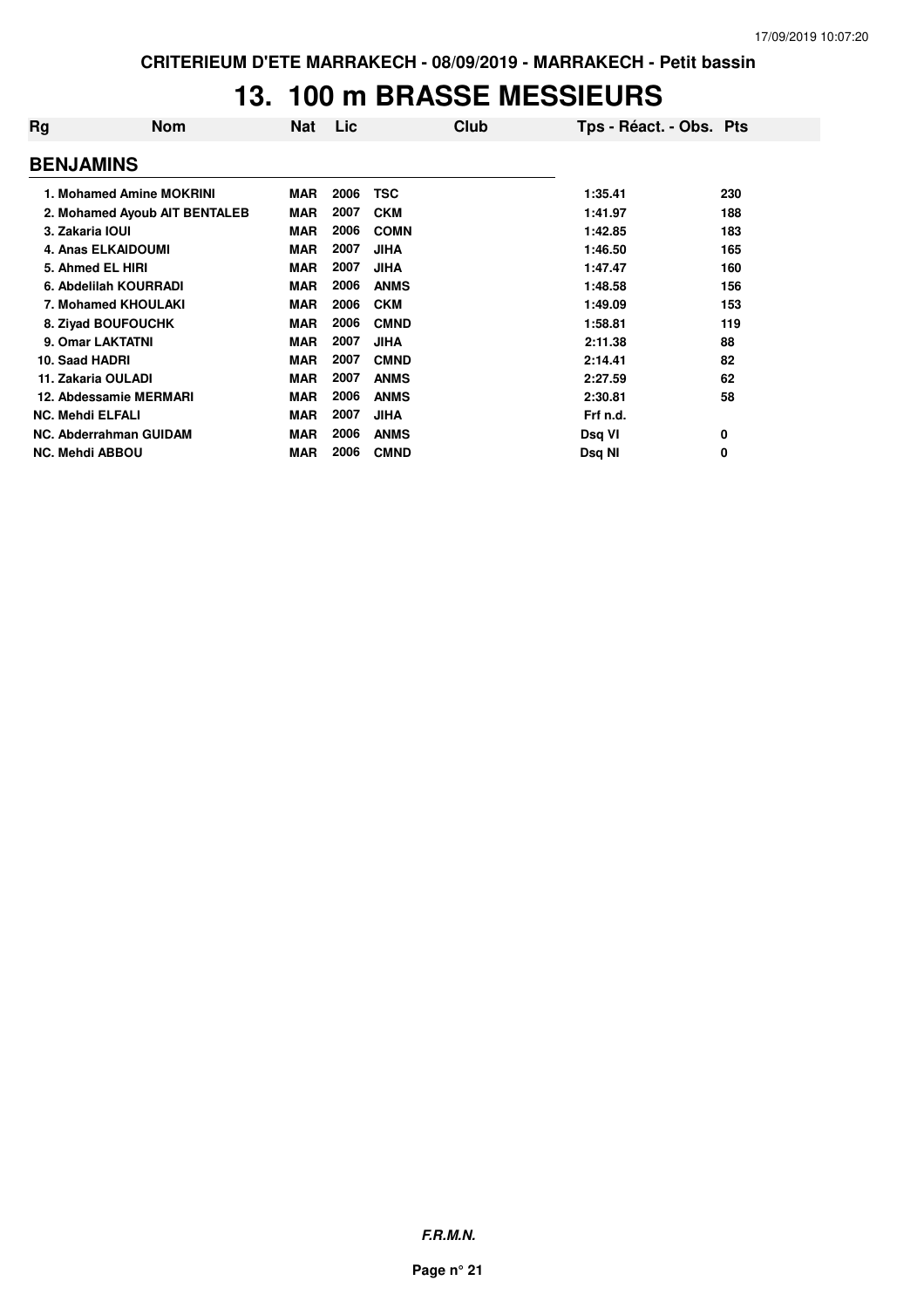# 13. 100 m BRASSE MESSIEURS

| Rg | Nom | Nat | Lic | Club | Tps - Réact. - Obs. | Pts |
|---|---|---|---|---|---|---|
| **BENJAMINS** | | | | | | |
| 1. | Mohamed Amine MOKRINI | MAR | 2006 | TSC | 1:35.41 | 230 |
| 2. | Mohamed Ayoub AIT BENTALEB | MAR | 2007 | CKM | 1:41.97 | 188 |
| 3. | Zakaria IOUI | MAR | 2006 | COMN | 1:42.85 | 183 |
| 4. | Anas ELKAIDOUMI | MAR | 2007 | JIHA | 1:46.50 | 165 |
| 5. | Ahmed EL HIRI | MAR | 2007 | JIHA | 1:47.47 | 160 |
| 6. | Abdelilah KOURRADI | MAR | 2006 | ANMS | 1:48.58 | 156 |
| 7. | Mohamed KHOULAKI | MAR | 2006 | CKM | 1:49.09 | 153 |
| 8. | Ziyad BOUFOUCHK | MAR | 2006 | CMND | 1:58.81 | 119 |
| 9. | Omar LAKTATNI | MAR | 2007 | JIHA | 2:11.38 | 88 |
| 10. | Saad HADRI | MAR | 2007 | CMND | 2:14.41 | 82 |
| 11. | Zakaria OULADI | MAR | 2007 | ANMS | 2:27.59 | 62 |
| 12. | Abdessamie MERMARI | MAR | 2006 | ANMS | 2:30.81 | 58 |
| NC. | Mehdi ELFALI | MAR | 2007 | JIHA | Frf n.d. | |
| NC. | Abderrahman GUIDAM | MAR | 2006 | ANMS | Dsq VI | 0 |
| NC. | Mehdi ABBOU | MAR | 2006 | CMND | Dsq NI | 0 |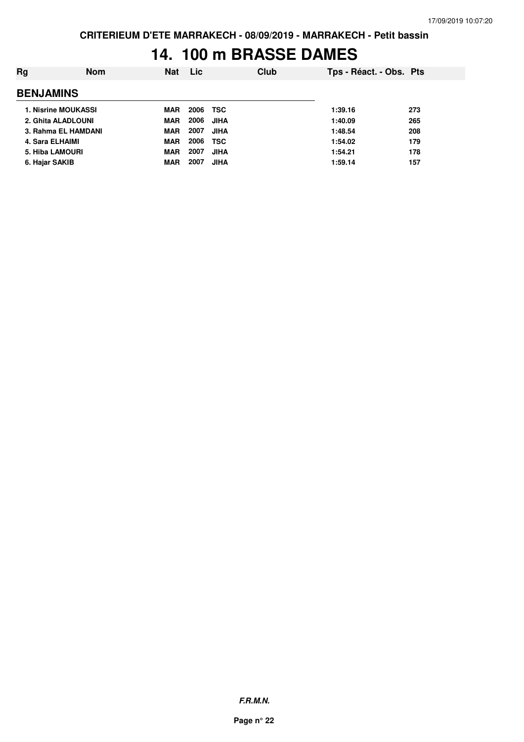CRITERIEUM D'ETE MARRAKECH - 08/09/2019 - MARRAKECH - Petit bassin

# 14. 100 m BRASSE DAMES

| Rg | Nom | Nat | Lic | Club | Tps - Réact. - Obs. | Pts |
|---|---|---|---|---|---|---|
| **BENJAMINS** | | | | | | |
| 1. | Nisrine MOUKASSI | MAR | 2006 | TSC | 1:39.16 | 273 |
| 2. | Ghita ALADLOUNI | MAR | 2006 | JIHA | 1:40.09 | 265 |
| 3. | Rahma EL HAMDANI | MAR | 2007 | JIHA | 1:48.54 | 208 |
| 4. | Sara ELHAIMI | MAR | 2006 | TSC | 1:54.02 | 179 |
| 5. | Hiba LAMOURI | MAR | 2007 | JIHA | 1:54.21 | 178 |
| 6. | Hajar SAKIB | MAR | 2007 | JIHA | 1:59.14 | 157 |

*F.R.M.N.*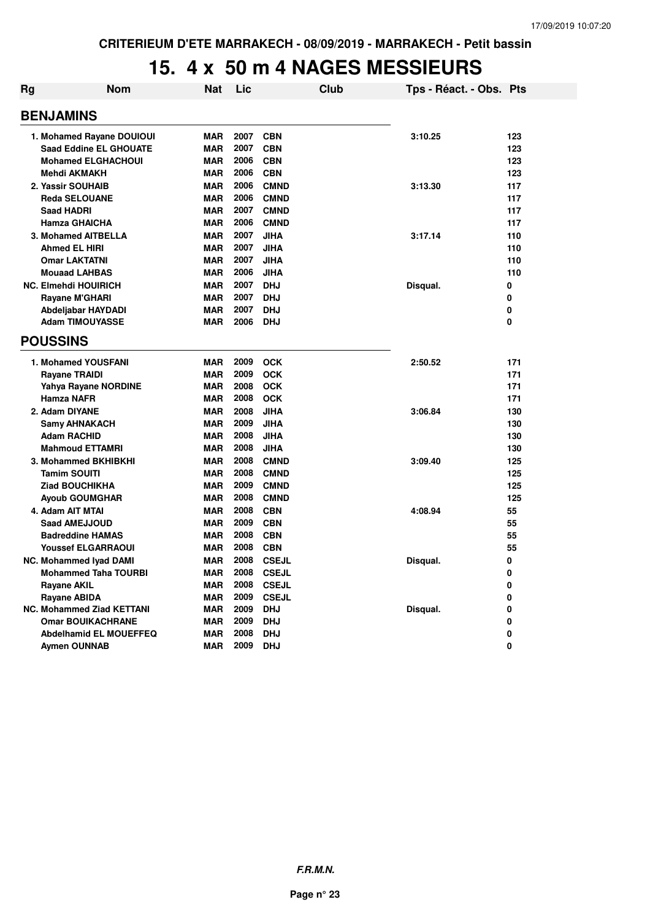CRITERIEUM D'ETE MARRAKECH - 08/09/2019 - MARRAKECH - Petit bassin

# 15. 4 x 50 m 4 NAGES MESSIEURS

| Rg | Nom | Nat | Lic | Club | Tps - Réact. - Obs. | Pts |
|---|---|---|---|---|---|---|

## BENJAMINS

| Rg | Nom | Nat | Lic | Club | Tps - Réact. - Obs. | Pts |
|---|---|---|---|---|---|---|
| 1. | Mohamed Rayane DOUIOUI | MAR | 2007 | CBN | 3:10.25 | 123 |
| | Saad Eddine EL GHOUATE | MAR | 2007 | CBN | | 123 |
| | Mohamed ELGHACHOUI | MAR | 2006 | CBN | | 123 |
| | Mehdi AKMAKH | MAR | 2006 | CBN | | 123 |
| 2. | Yassir SOUHAIB | MAR | 2006 | CMND | 3:13.30 | 117 |
| | Reda SELOUANE | MAR | 2006 | CMND | | 117 |
| | Saad HADRI | MAR | 2007 | CMND | | 117 |
| | Hamza GHAICHA | MAR | 2006 | CMND | | 117 |
| 3. | Mohamed AITBELLA | MAR | 2007 | JIHA | 3:17.14 | 110 |
| | Ahmed EL HIRI | MAR | 2007 | JIHA | | 110 |
| | Omar LAKTATNI | MAR | 2007 | JIHA | | 110 |
| | Mouaad LAHBAS | MAR | 2006 | JIHA | | 110 |
| NC. | Elmehdi HOUIRICH | MAR | 2007 | DHJ | Disqual. | 0 |
| | Rayane M'GHARI | MAR | 2007 | DHJ | | 0 |
| | Abdeljabar HAYDADI | MAR | 2007 | DHJ | | 0 |
| | Adam TIMOUYASSE | MAR | 2006 | DHJ | | 0 |

## POUSSINS

| Rg | Nom | Nat | Lic | Club | Tps - Réact. - Obs. | Pts |
|---|---|---|---|---|---|---|
| 1. | Mohamed YOUSFANI | MAR | 2009 | OCK | 2:50.52 | 171 |
| | Rayane TRAIDI | MAR | 2009 | OCK | | 171 |
| | Yahya Rayane NORDINE | MAR | 2008 | OCK | | 171 |
| | Hamza NAFR | MAR | 2008 | OCK | | 171 |
| 2. | Adam DIYANE | MAR | 2008 | JIHA | 3:06.84 | 130 |
| | Samy AHNAKACH | MAR | 2009 | JIHA | | 130 |
| | Adam RACHID | MAR | 2008 | JIHA | | 130 |
| | Mahmoud ETTAMRI | MAR | 2008 | JIHA | | 130 |
| 3. | Mohammed BKHIBKHI | MAR | 2008 | CMND | 3:09.40 | 125 |
| | Tamim SOUITI | MAR | 2008 | CMND | | 125 |
| | Ziad BOUCHIKHA | MAR | 2009 | CMND | | 125 |
| | Ayoub GOUMGHAR | MAR | 2008 | CMND | | 125 |
| 4. | Adam AIT MTAI | MAR | 2008 | CBN | 4:08.94 | 55 |
| | Saad AMEJJOUD | MAR | 2009 | CBN | | 55 |
| | Badreddine HAMAS | MAR | 2008 | CBN | | 55 |
| | Youssef ELGARRAOUI | MAR | 2008 | CBN | | 55 |
| NC. | Mohammed Iyad DAMI | MAR | 2008 | CSEJL | Disqual. | 0 |
| | Mohammed Taha TOURBI | MAR | 2008 | CSEJL | | 0 |
| | Rayane AKIL | MAR | 2008 | CSEJL | | 0 |
| | Rayane ABIDA | MAR | 2009 | CSEJL | | 0 |
| NC. | Mohammed Ziad KETTANI | MAR | 2009 | DHJ | Disqual. | 0 |
| | Omar BOUIKACHRANE | MAR | 2009 | DHJ | | 0 |
| | Abdelhamid EL MOUEFFEQ | MAR | 2008 | DHJ | | 0 |
| | Aymen OUNNAB | MAR | 2009 | DHJ | | 0 |

*F.R.M.N.*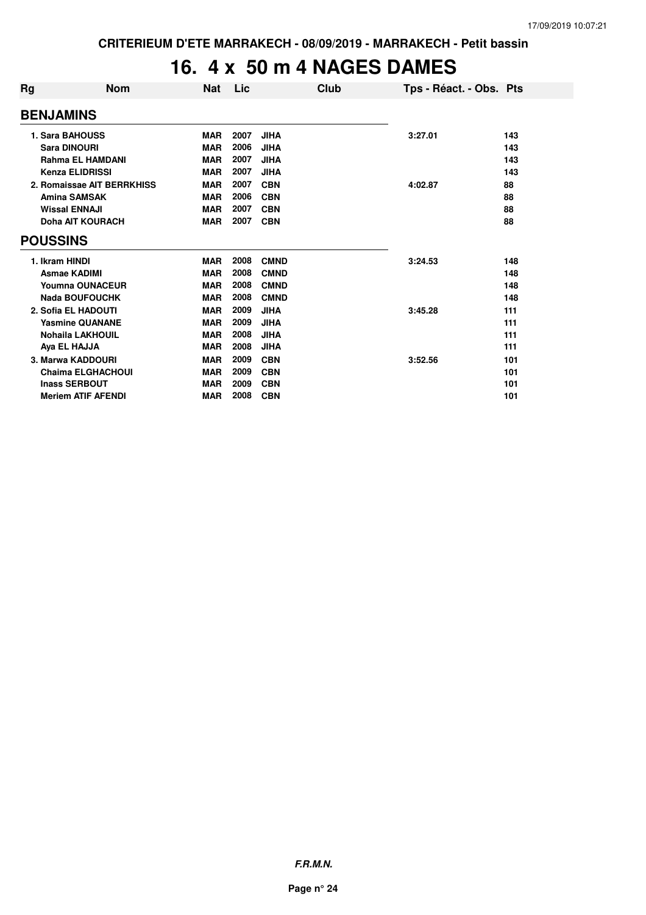# 16. 4 x 50 m 4 NAGES DAMES

| Rg | Nom | Nat | Lic | Club | Tps - Réact. - Obs. | Pts |
|---|---|---|---|---|---|---|
| **BENJAMINS** | | | | | | |
| 1. | Sara BAHOUSS | MAR | 2007 | JIHA | 3:27.01 | 143 |
| | Sara DINOURI | MAR | 2006 | JIHA | | 143 |
| | Rahma EL HAMDANI | MAR | 2007 | JIHA | | 143 |
| | Kenza ELIDRISSI | MAR | 2007 | JIHA | | 143 |
| 2. | Romaissae AIT BERRKHISS | MAR | 2007 | CBN | 4:02.87 | 88 |
| | Amina SAMSAK | MAR | 2006 | CBN | | 88 |
| | Wissal ENNAJI | MAR | 2007 | CBN | | 88 |
| | Doha AIT KOURACH | MAR | 2007 | CBN | | 88 |
| **POUSSINS** | | | | | | |
| 1. | Ikram HINDI | MAR | 2008 | CMND | 3:24.53 | 148 |
| | Asmae KADIMI | MAR | 2008 | CMND | | 148 |
| | Youmna OUNACEUR | MAR | 2008 | CMND | | 148 |
| | Nada BOUFOUCHK | MAR | 2008 | CMND | | 148 |
| 2. | Sofia EL HADOUTI | MAR | 2009 | JIHA | 3:45.28 | 111 |
| | Yasmine QUANANE | MAR | 2009 | JIHA | | 111 |
| | Nohaila LAKHOUIL | MAR | 2008 | JIHA | | 111 |
| | Aya EL HAJJA | MAR | 2008 | JIHA | | 111 |
| 3. | Marwa KADDOURI | MAR | 2009 | CBN | 3:52.56 | 101 |
| | Chaima ELGHACHOUI | MAR | 2009 | CBN | | 101 |
| | Inass SERBOUT | MAR | 2009 | CBN | | 101 |
| | Meriem ATIF AFENDI | MAR | 2008 | CBN | | 101 |